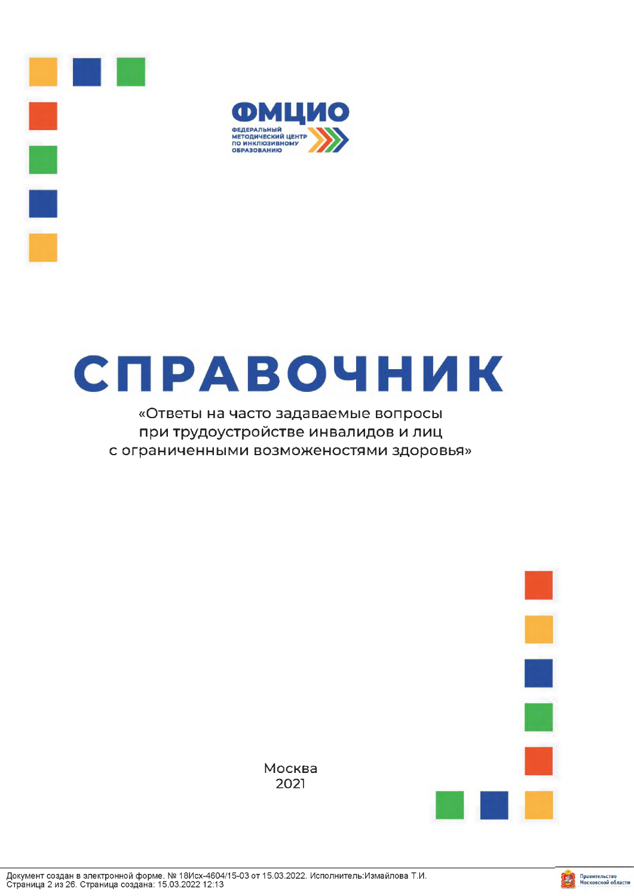**ФМЦИО**

ФЕДЕРАЛЬНЫЙ МЕТОДИЧЕСКИЙ ЦЕНТР ПО ИНКЛЮЗИВНОМУ ОБРАЗОВАНИЮ

# СПРАВОЧНИК

«Ответы на часто задаваемые вопросы при трудоустройстве инвалидов и лиц с ограниченными возможеностями здоровья»

Москва
2021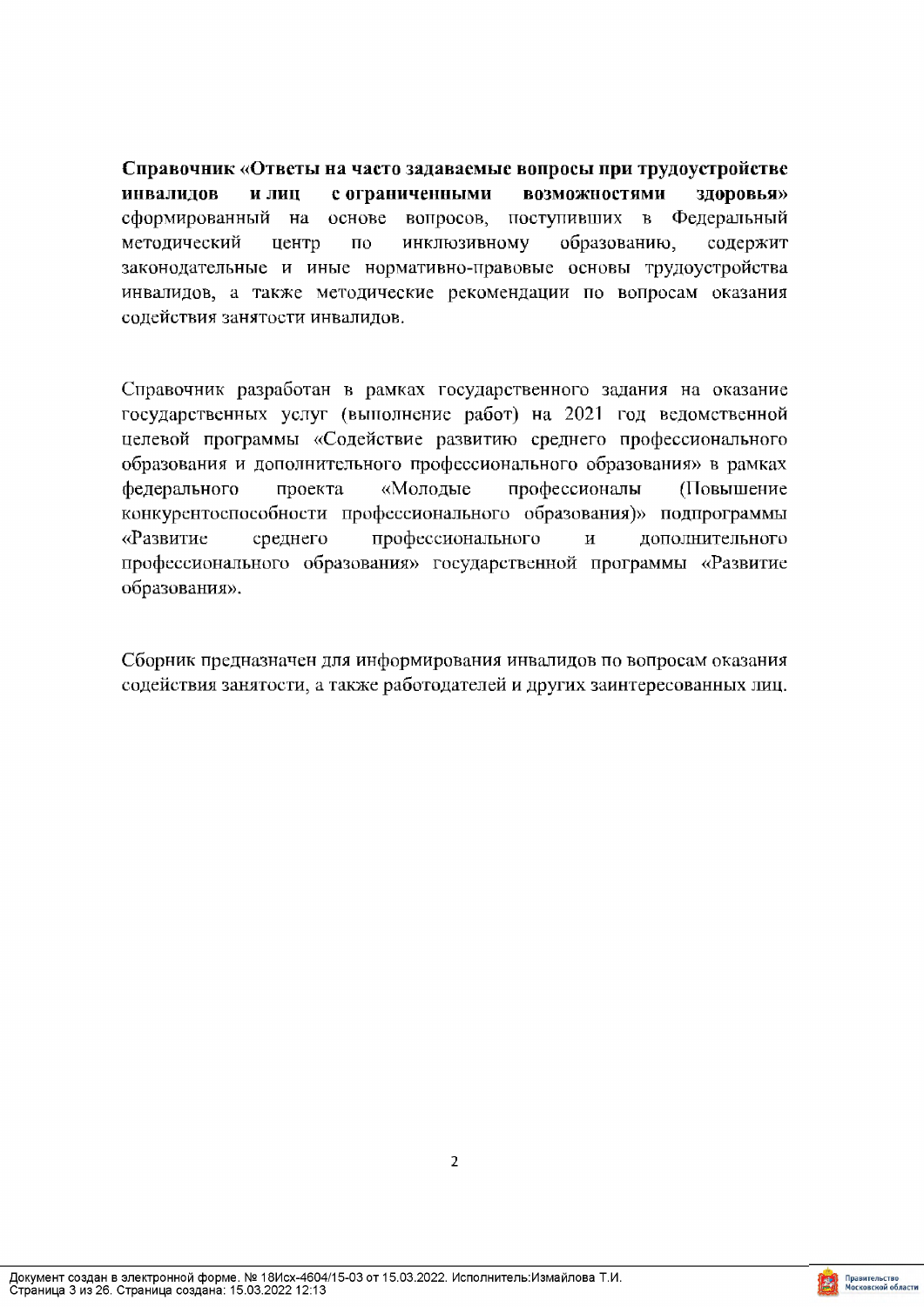**Справочник «Ответы на часто задаваемые вопросы при трудоустройстве инвалидов и лиц с ограниченными возможностями здоровья»** сформированный на основе вопросов, поступивших в Федеральный методический центр по инклюзивному образованию, содержит законодательные и иные нормативно-правовые основы трудоустройства инвалидов, а также методические рекомендации по вопросам оказания содействия занятости инвалидов.

Справочник разработан в рамках государственного задания на оказание государственных услуг (выполнение работ) на 2021 год ведомственной целевой программы «Содействие развитию среднего профессионального образования и дополнительного профессионального образования» в рамках федерального проекта «Молодые профессионалы (Повышение конкурентоспособности профессионального образования)» подпрограммы «Развитие среднего профессионального и дополнительного профессионального образования» государственной программы «Развитие образования».

Сборник предназначен для информирования инвалидов по вопросам оказания содействия занятости, а также работодателей и других заинтересованных лиц.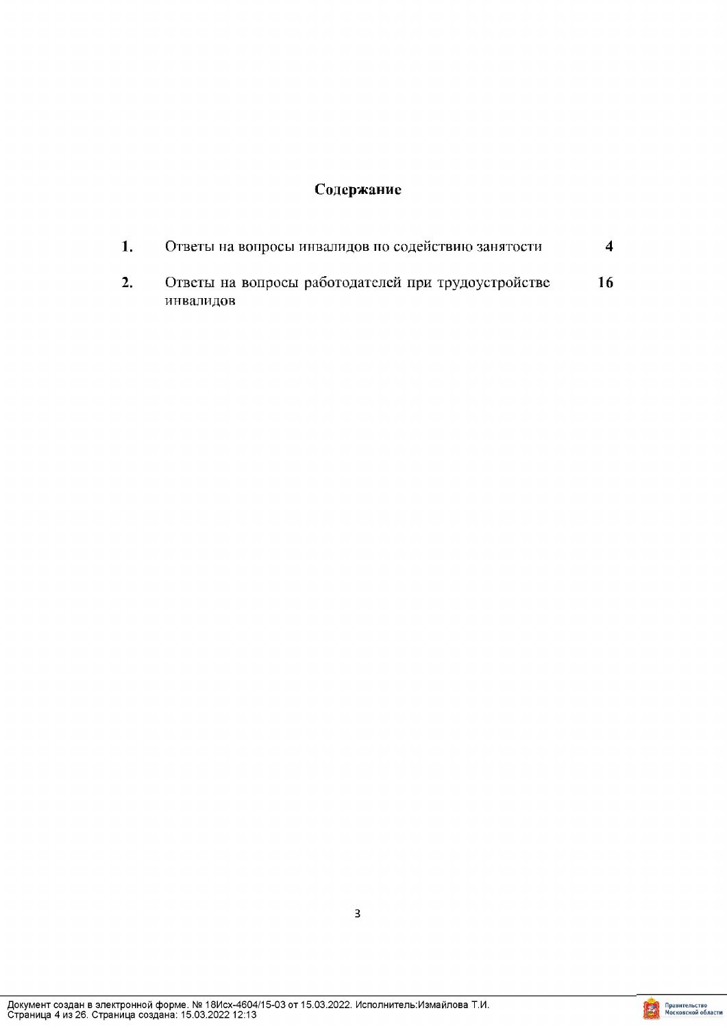## Содержание

| | | |
|---|---|---|
| **1.** | Ответы на вопросы инвалидов по содействию занятости | **4** |
| **2.** | Ответы на вопросы работодателей при трудоустройстве инвалидов | **16** |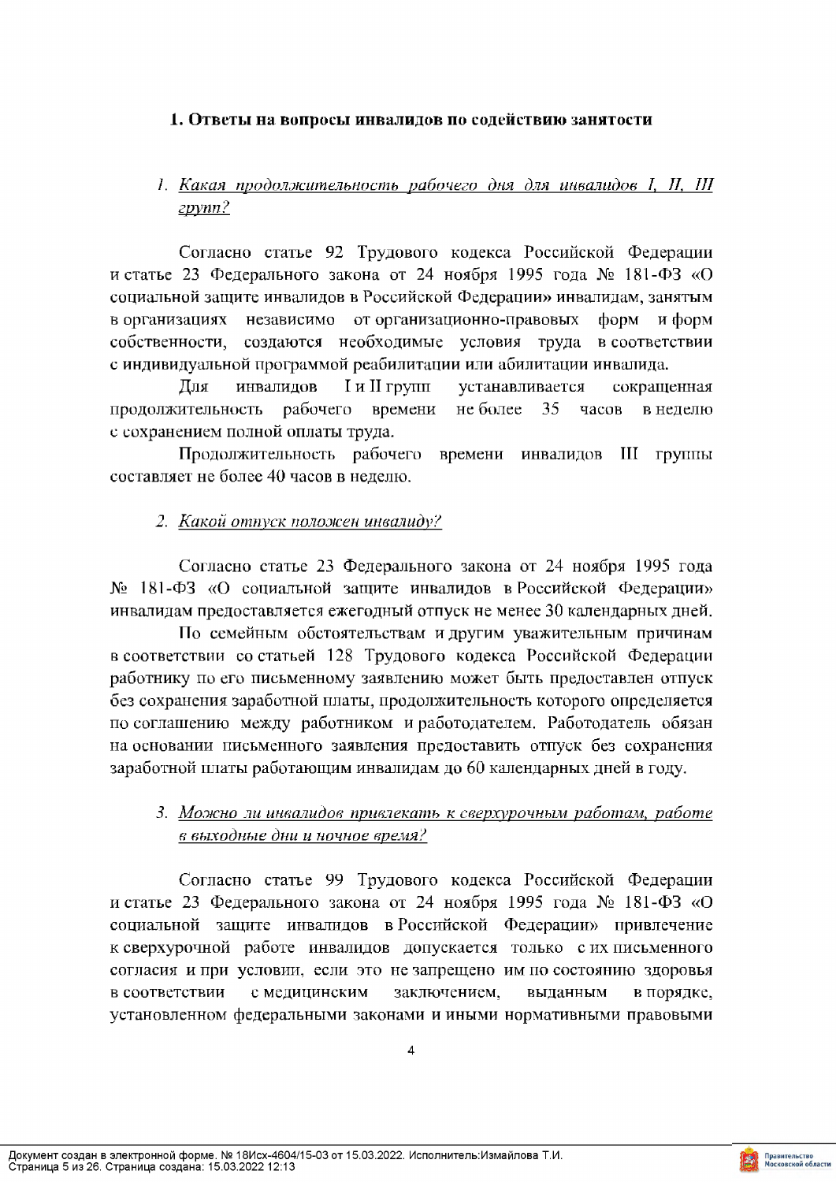## 1. Ответы на вопросы инвалидов по содействию занятости

### 1. *Какая продолжительность рабочего дня для инвалидов I, II, III групп?*

Согласно статье 92 Трудового кодекса Российской Федерации и статье 23 Федерального закона от 24 ноября 1995 года № 181-ФЗ «О социальной защите инвалидов в Российской Федерации» инвалидам, занятым в организациях независимо от организационно-правовых форм и форм собственности, создаются необходимые условия труда в соответствии с индивидуальной программой реабилитации или абилитации инвалида.

Для инвалидов I и II групп устанавливается сокращенная продолжительность рабочего времени не более 35 часов в неделю с сохранением полной оплаты труда.

Продолжительность рабочего времени инвалидов III группы составляет не более 40 часов в неделю.

### 2. *Какой отпуск положен инвалиду?*

Согласно статье 23 Федерального закона от 24 ноября 1995 года № 181-ФЗ «О социальной защите инвалидов в Российской Федерации» инвалидам предоставляется ежегодный отпуск не менее 30 календарных дней.

По семейным обстоятельствам и другим уважительным причинам в соответствии со статьей 128 Трудового кодекса Российской Федерации работнику по его письменному заявлению может быть предоставлен отпуск без сохранения заработной платы, продолжительность которого определяется по соглашению между работником и работодателем. Работодатель обязан на основании письменного заявления предоставить отпуск без сохранения заработной платы работающим инвалидам до 60 календарных дней в году.

### 3. *Можно ли инвалидов привлекать к сверхурочным работам, работе в выходные дни и ночное время?*

Согласно статье 99 Трудового кодекса Российской Федерации и статье 23 Федерального закона от 24 ноября 1995 года № 181-ФЗ «О социальной защите инвалидов в Российской Федерации» привлечение к сверхурочной работе инвалидов допускается только с их письменного согласия и при условии, если это не запрещено им по состоянию здоровья в соответствии с медицинским заключением, выданным в порядке, установленном федеральными законами и иными нормативными правовыми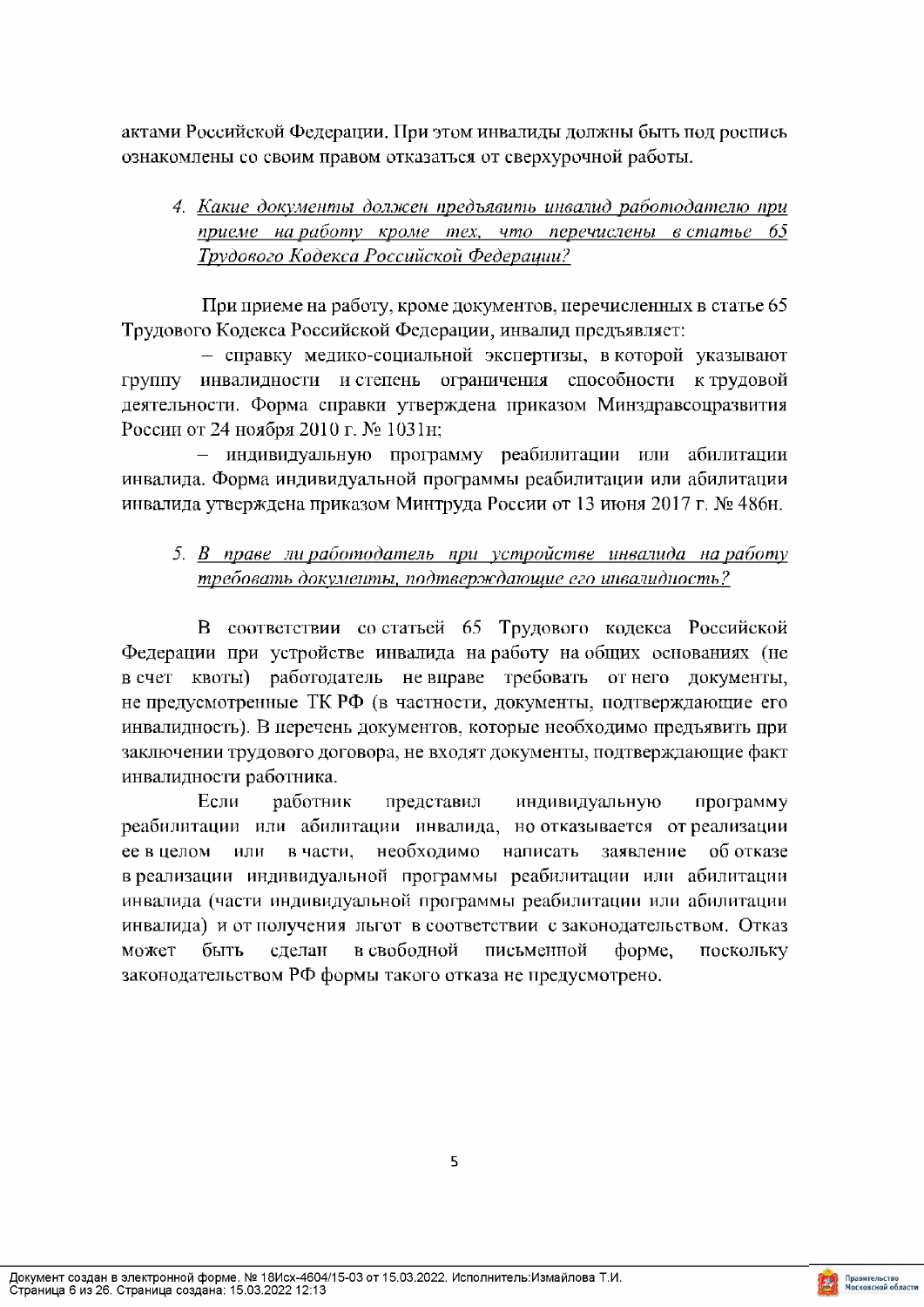актами Российской Федерации. При этом инвалиды должны быть под роспись ознакомлены со своим правом отказаться от сверхурочной работы.

4. *Какие документы должен предъявить инвалид работодателю при приеме на работу кроме тех, что перечислены в статье 65 Трудового Кодекса Российской Федерации?*

При приеме на работу, кроме документов, перечисленных в статье 65 Трудового Кодекса Российской Федерации, инвалид предъявляет:

– справку медико-социальной экспертизы, в которой указывают группу инвалидности и степень ограничения способности к трудовой деятельности. Форма справки утверждена приказом Минздравсоцразвития России от 24 ноября 2010 г. № 1031н;

– индивидуальную программу реабилитации или абилитации инвалида. Форма индивидуальной программы реабилитации или абилитации инвалида утверждена приказом Минтруда России от 13 июня 2017 г. № 486н.

5. *В праве ли работодатель при устройстве инвалида на работу требовать документы, подтверждающие его инвалидность?*

В соответствии со статьей 65 Трудового кодекса Российской Федерации при устройстве инвалида на работу на общих основаниях (не в счет квоты) работодатель не вправе требовать от него документы, не предусмотренные ТК РФ (в частности, документы, подтверждающие его инвалидность). В перечень документов, которые необходимо предъявить при заключении трудового договора, не входят документы, подтверждающие факт инвалидности работника.

Если работник представил индивидуальную программу реабилитации или абилитации инвалида, но отказывается от реализации ее в целом или в части, необходимо написать заявление об отказе в реализации индивидуальной программы реабилитации или абилитации инвалида (части индивидуальной программы реабилитации или абилитации инвалида) и от получения льгот в соответствии с законодательством. Отказ может быть сделан в свободной письменной форме, поскольку законодательством РФ формы такого отказа не предусмотрено.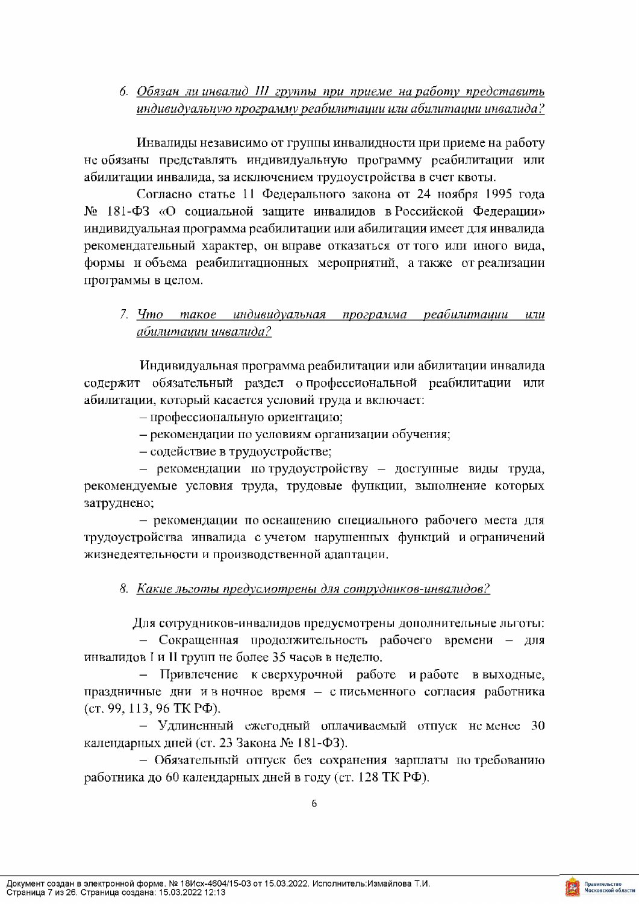### 6. *Обязан ли инвалид III группы при приеме на работу представить индивидуальную программу реабилитации или абилитации инвалида?*

Инвалиды независимо от группы инвалидности при приеме на работу не обязаны представлять индивидуальную программу реабилитации или абилитации инвалида, за исключением трудоустройства в счет квоты.

Согласно статье 11 Федерального закона от 24 ноября 1995 года № 181-ФЗ «О социальной защите инвалидов в Российской Федерации» индивидуальная программа реабилитации или абилитации имеет для инвалида рекомендательный характер, он вправе отказаться от того или иного вида, формы и объема реабилитационных мероприятий, а также от реализации программы в целом.

### 7. *Что такое индивидуальная программа реабилитации или абилитации инвалида?*

Индивидуальная программа реабилитации или абилитации инвалида содержит обязательный раздел о профессиональной реабилитации или абилитации, который касается условий труда и включает:

– профессиональную ориентацию;

– рекомендации по условиям организации обучения;

– содействие в трудоустройстве;

– рекомендации по трудоустройству – доступные виды труда, рекомендуемые условия труда, трудовые функции, выполнение которых затруднено;

– рекомендации по оснащению специального рабочего места для трудоустройства инвалида с учетом нарушенных функций и ограничений жизнедеятельности и производственной адаптации.

### 8. *Какие льготы предусмотрены для сотрудников-инвалидов?*

Для сотрудников-инвалидов предусмотрены дополнительные льготы:

– Сокращенная продолжительность рабочего времени – для инвалидов I и II групп не более 35 часов в неделю.

– Привлечение к сверхурочной работе и работе в выходные, праздничные дни и в ночное время – с письменного согласия работника (ст. 99, 113, 96 ТК РФ).

– Удлиненный ежегодный оплачиваемый отпуск не менее 30 календарных дней (ст. 23 Закона № 181-ФЗ).

– Обязательный отпуск без сохранения зарплаты по требованию работника до 60 календарных дней в году (ст. 128 ТК РФ).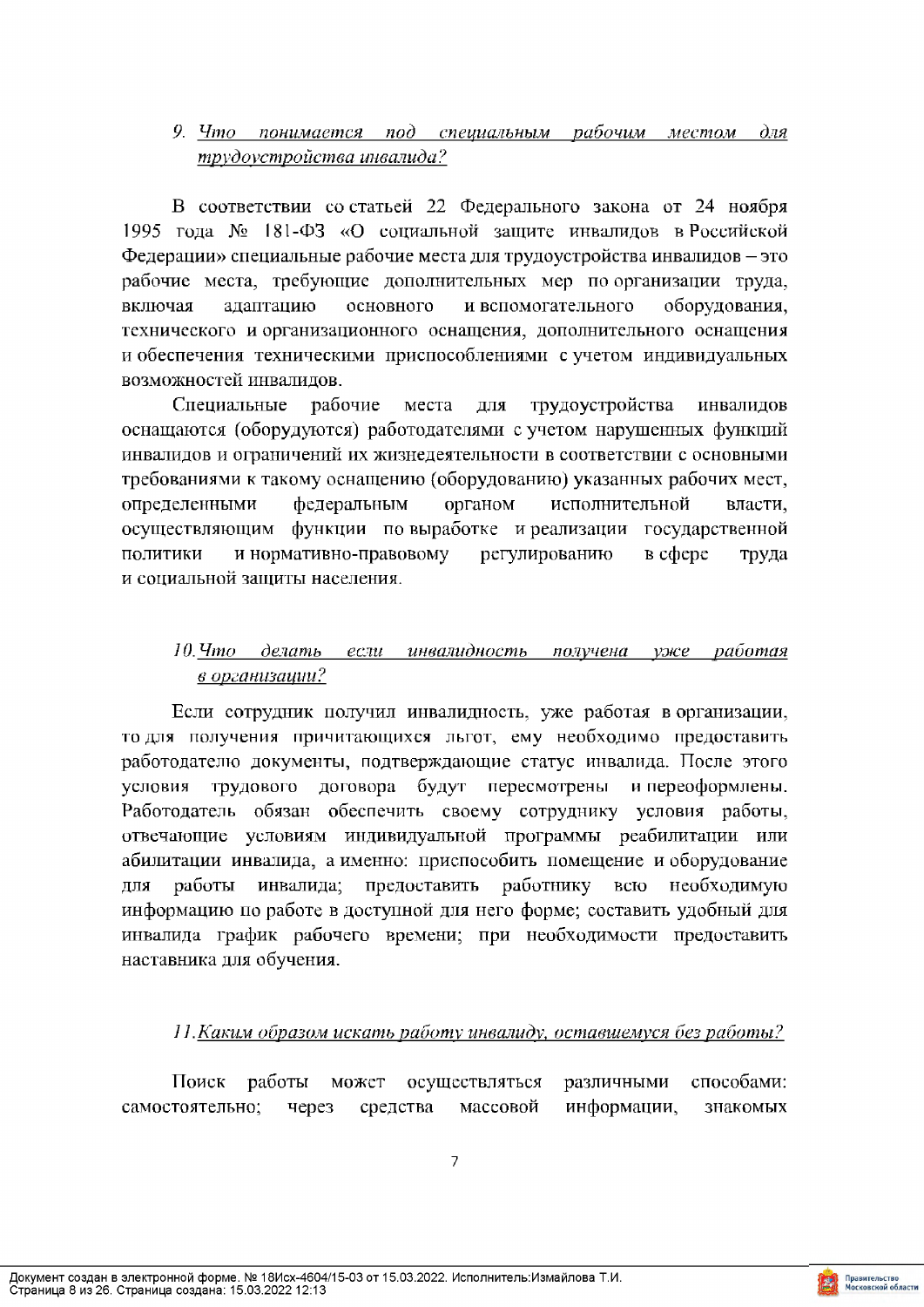*9. Что понимается под специальным рабочим местом для трудоустройства инвалида?*

В соответствии со статьей 22 Федерального закона от 24 ноября 1995 года № 181-ФЗ «О социальной защите инвалидов в Российской Федерации» специальные рабочие места для трудоустройства инвалидов – это рабочие места, требующие дополнительных мер по организации труда, включая адаптацию основного и вспомогательного оборудования, технического и организационного оснащения, дополнительного оснащения и обеспечения техническими приспособлениями с учетом индивидуальных возможностей инвалидов.

Специальные рабочие места для трудоустройства инвалидов оснащаются (оборудуются) работодателями с учетом нарушенных функций инвалидов и ограничений их жизнедеятельности в соответствии с основными требованиями к такому оснащению (оборудованию) указанных рабочих мест, определенными федеральным органом исполнительной власти, осуществляющим функции по выработке и реализации государственной политики и нормативно-правовому регулированию в сфере труда и социальной защиты населения.

*10. Что делать если инвалидность получена уже работая в организации?*

Если сотрудник получил инвалидность, уже работая в организации, то для получения причитающихся льгот, ему необходимо предоставить работодателю документы, подтверждающие статус инвалида. После этого условия трудового договора будут пересмотрены и переоформлены. Работодатель обязан обеспечить своему сотруднику условия работы, отвечающие условиям индивидуальной программы реабилитации или абилитации инвалида, а именно: приспособить помещение и оборудование для работы инвалида; предоставить работнику всю необходимую информацию по работе в доступной для него форме; составить удобный для инвалида график рабочего времени; при необходимости предоставить наставника для обучения.

*11. Каким образом искать работу инвалиду, оставшемуся без работы?*

Поиск работы может осуществляться различными способами: самостоятельно; через средства массовой информации, знакомых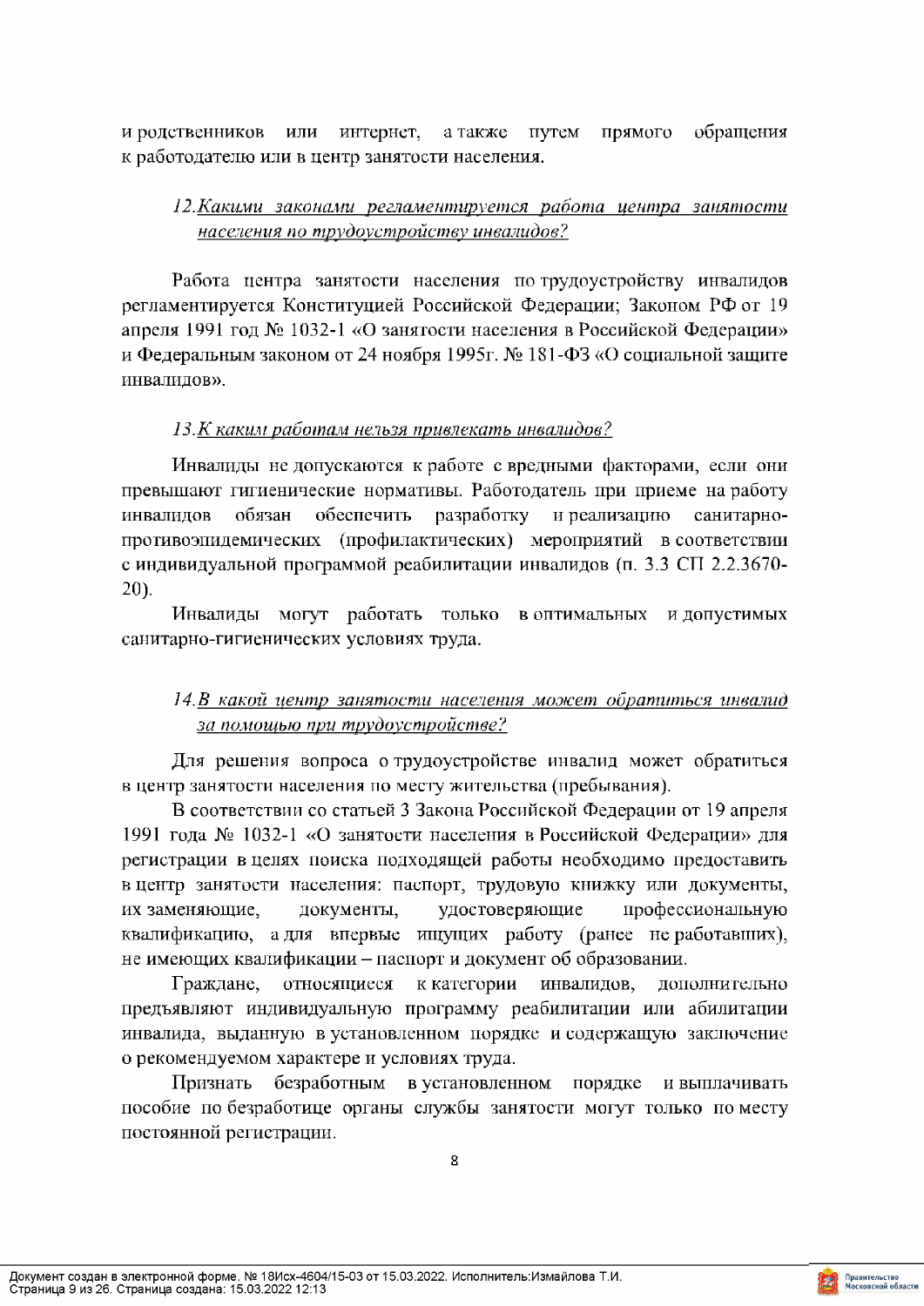и родственников или интернет, а также путем прямого обращения к работодателю или в центр занятости населения.

### *12. Какими законами регламентируется работа центра занятости населения по трудоустройству инвалидов?*

Работа центра занятости населения по трудоустройству инвалидов регламентируется Конституцией Российской Федерации; Законом РФ от 19 апреля 1991 год № 1032-1 «О занятости населения в Российской Федерации» и Федеральным законом от 24 ноября 1995г. № 181-ФЗ «О социальной защите инвалидов».

### *13. К каким работам нельзя привлекать инвалидов?*

Инвалиды не допускаются к работе с вредными факторами, если они превышают гигиенические нормативы. Работодатель при приеме на работу инвалидов обязан обеспечить разработку и реализацию санитарно-противоэпидемических (профилактических) мероприятий в соответствии с индивидуальной программой реабилитации инвалидов (п. 3.3 СП 2.2.3670-20).

Инвалиды могут работать только в оптимальных и допустимых санитарно-гигиенических условиях труда.

### *14. В какой центр занятости населения может обратиться инвалид за помощью при трудоустройстве?*

Для решения вопроса о трудоустройстве инвалид может обратиться в центр занятости населения по месту жительства (пребывания).

В соответствии со статьей 3 Закона Российской Федерации от 19 апреля 1991 года № 1032-1 «О занятости населения в Российской Федерации» для регистрации в целях поиска подходящей работы необходимо предоставить в центр занятости населения: паспорт, трудовую книжку или документы, их заменяющие, документы, удостоверяющие профессиональную квалификацию, а для впервые ищущих работу (ранее не работавших), не имеющих квалификации – паспорт и документ об образовании.

Граждане, относящиеся к категории инвалидов, дополнительно предъявляют индивидуальную программу реабилитации или абилитации инвалида, выданную в установленном порядке и содержащую заключение о рекомендуемом характере и условиях труда.

Признать безработным в установленном порядке и выплачивать пособие по безработице органы службы занятости могут только по месту постоянной регистрации.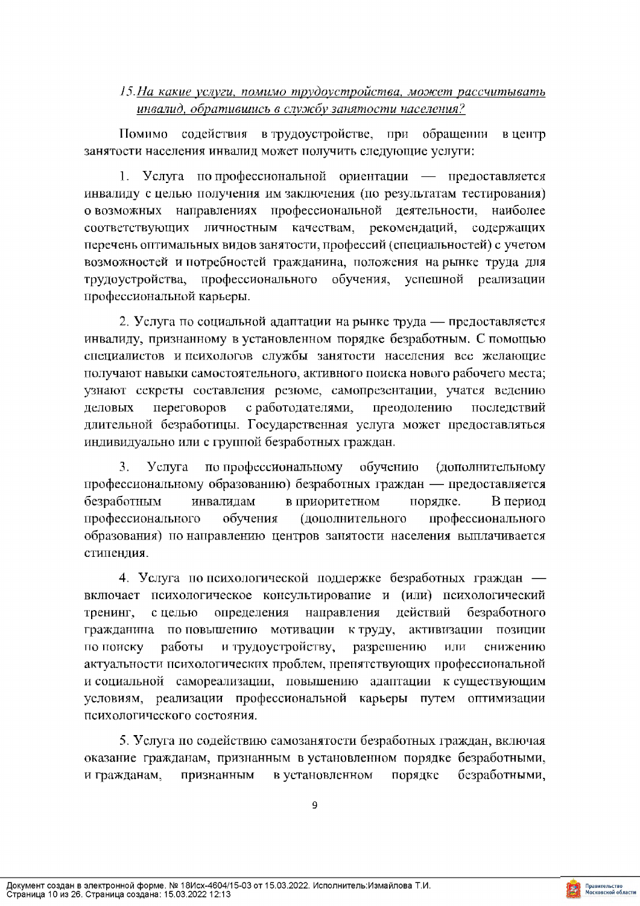*15. На какие услуги, помимо трудоустройства, может рассчитывать инвалид, обратившись в службу занятости населения?*

Помимо содействия в трудоустройстве, при обращении в центр занятости населения инвалид может получить следующие услуги:

1. Услуга по профессиональной ориентации — предоставляется инвалиду с целью получения им заключения (по результатам тестирования) о возможных направлениях профессиональной деятельности, наиболее соответствующих личностным качествам, рекомендаций, содержащих перечень оптимальных видов занятости, профессий (специальностей) с учетом возможностей и потребностей гражданина, положения на рынке труда для трудоустройства, профессионального обучения, успешной реализации профессиональной карьеры.

2. Услуга по социальной адаптации на рынке труда — предоставляется инвалиду, признанному в установленном порядке безработным. С помощью специалистов и психологов службы занятости населения все желающие получают навыки самостоятельного, активного поиска нового рабочего места; узнают секреты составления резюме, самопрезентации, учатся ведению деловых переговоров с работодателями, преодолению последствий длительной безработицы. Государственная услуга может предоставляться индивидуально или с группой безработных граждан.

3. Услуга по профессиональному обучению (дополнительному профессиональному образованию) безработных граждан — предоставляется безработным инвалидам в приоритетном порядке. В период профессионального обучения (дополнительного профессионального образования) по направлению центров занятости населения выплачивается стипендия.

4. Услуга по психологической поддержке безработных граждан — включает психологическое консультирование и (или) психологический тренинг, с целью определения направления действий безработного гражданина по повышению мотивации к труду, активизации позиции по поиску работы и трудоустройству, разрешению или снижению актуальности психологических проблем, препятствующих профессиональной и социальной самореализации, повышению адаптации к существующим условиям, реализации профессиональной карьеры путем оптимизации психологического состояния.

5. Услуга по содействию самозанятости безработных граждан, включая оказание гражданам, признанным в установленном порядке безработными, и гражданам, признанным в установленном порядке безработными,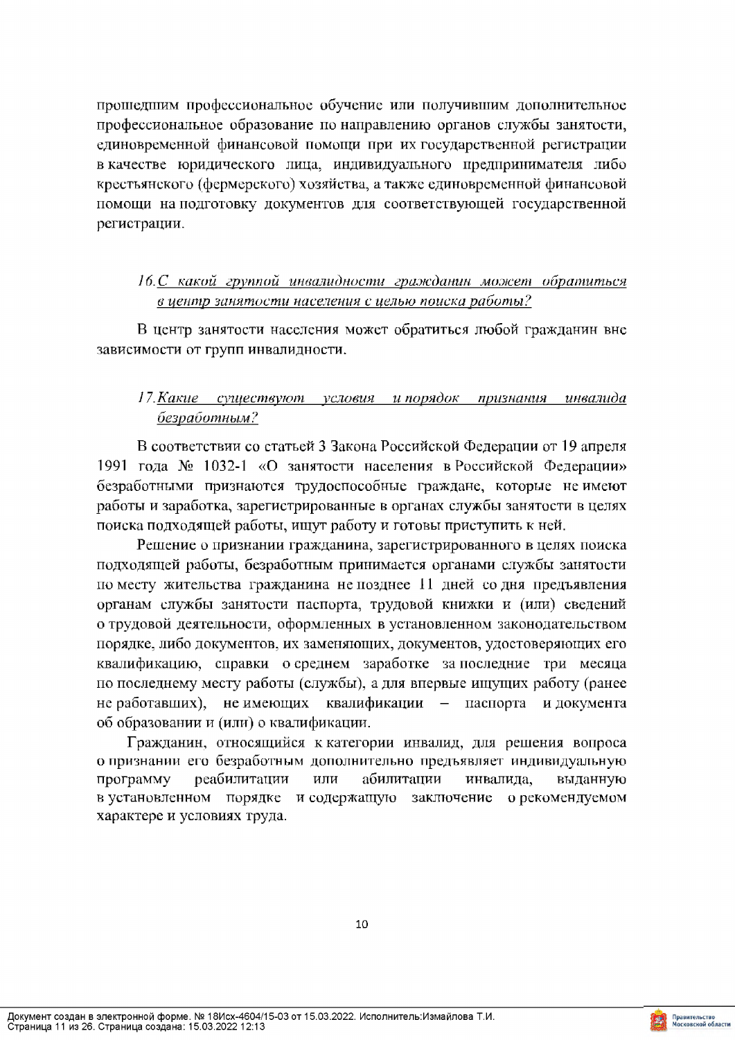прошедшим профессиональное обучение или получившим дополнительное профессиональное образование по направлению органов службы занятости, единовременной финансовой помощи при их государственной регистрации в качестве юридического лица, индивидуального предпринимателя либо крестьянского (фермерского) хозяйства, а также единовременной финансовой помощи на подготовку документов для соответствующей государственной регистрации.

### *16. С какой группой инвалидности гражданин может обратиться в центр занятости населения с целью поиска работы?*

В центр занятости населения может обратиться любой гражданин вне зависимости от групп инвалидности.

### *17. Какие существуют условия и порядок признания инвалида безработным?*

В соответствии со статьей 3 Закона Российской Федерации от 19 апреля 1991 года № 1032-1 «О занятости населения в Российской Федерации» безработными признаются трудоспособные граждане, которые не имеют работы и заработка, зарегистрированные в органах службы занятости в целях поиска подходящей работы, ищут работу и готовы приступить к ней.

Решение о признании гражданина, зарегистрированного в целях поиска подходящей работы, безработным принимается органами службы занятости по месту жительства гражданина не позднее 11 дней со дня предъявления органам службы занятости паспорта, трудовой книжки и (или) сведений о трудовой деятельности, оформленных в установленном законодательством порядке, либо документов, их заменяющих, документов, удостоверяющих его квалификацию, справки о среднем заработке за последние три месяца по последнему месту работы (службы), а для впервые ищущих работу (ранее не работавших), не имеющих квалификации – паспорта и документа об образовании и (или) о квалификации.

Гражданин, относящийся к категории инвалид, для решения вопроса о признании его безработным дополнительно предъявляет индивидуальную программу реабилитации или абилитации инвалида, выданную в установленном порядке и содержащую заключение о рекомендуемом характере и условиях труда.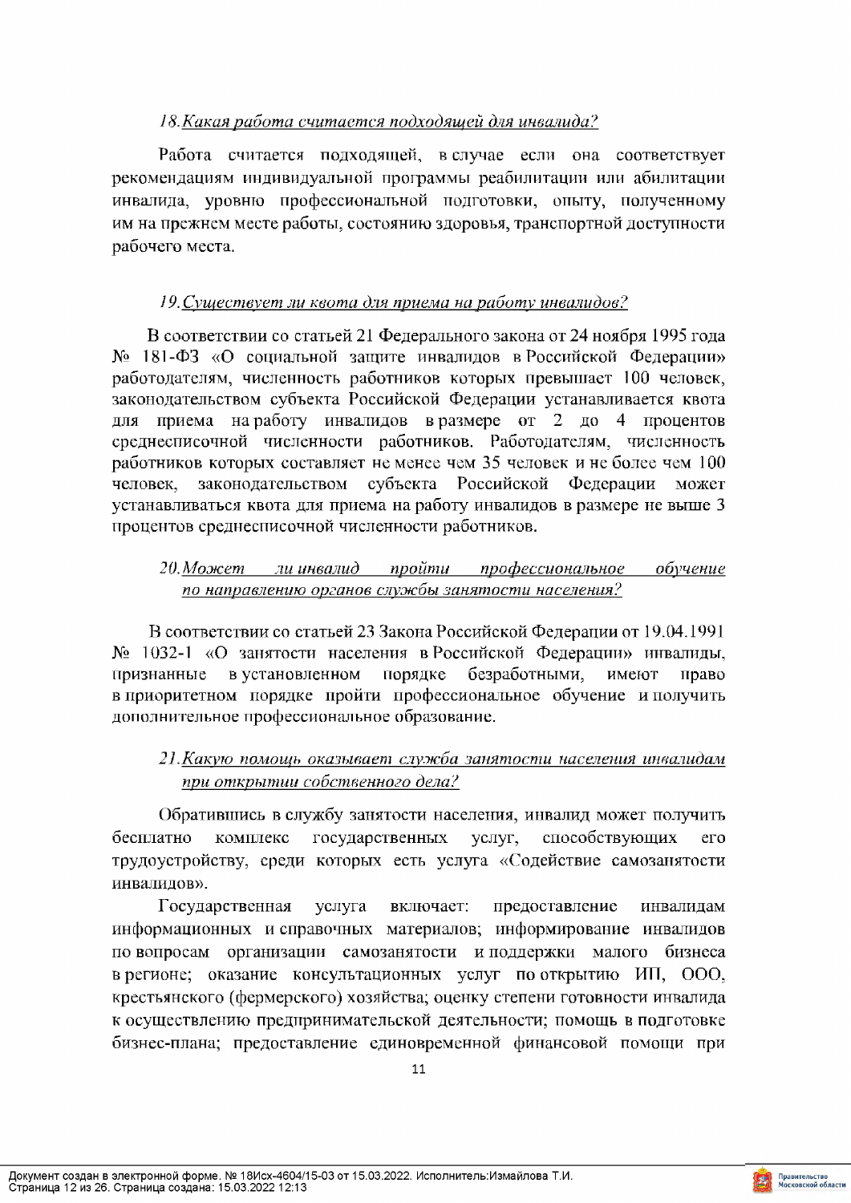*18. Какая работа считается подходящей для инвалида?*

Работа считается подходящей, в случае если она соответствует рекомендациям индивидуальной программы реабилитации или абилитации инвалида, уровню профессиональной подготовки, опыту, полученному им на прежнем месте работы, состоянию здоровья, транспортной доступности рабочего места.

*19. Существует ли квота для приема на работу инвалидов?*

В соответствии со статьей 21 Федерального закона от 24 ноября 1995 года № 181-ФЗ «О социальной защите инвалидов в Российской Федерации» работодателям, численность работников которых превышает 100 человек, законодательством субъекта Российской Федерации устанавливается квота для приема на работу инвалидов в размере от 2 до 4 процентов среднесписочной численности работников. Работодателям, численность работников которых составляет не менее чем 35 человек и не более чем 100 человек, законодательством субъекта Российской Федерации может устанавливаться квота для приема на работу инвалидов в размере не выше 3 процентов среднесписочной численности работников.

*20. Может ли инвалид пройти профессиональное обучение по направлению органов службы занятости населения?*

В соответствии со статьей 23 Закона Российской Федерации от 19.04.1991 № 1032-1 «О занятости населения в Российской Федерации» инвалиды, признанные в установленном порядке безработными, имеют право в приоритетном порядке пройти профессиональное обучение и получить дополнительное профессиональное образование.

*21. Какую помощь оказывает служба занятости населения инвалидам при открытии собственного дела?*

Обратившись в службу занятости населения, инвалид может получить бесплатно комплекс государственных услуг, способствующих его трудоустройству, среди которых есть услуга «Содействие самозанятости инвалидов».

Государственная услуга включает: предоставление инвалидам информационных и справочных материалов; информирование инвалидов по вопросам организации самозанятости и поддержки малого бизнеса в регионе; оказание консультационных услуг по открытию ИП, ООО, крестьянского (фермерского) хозяйства; оценку степени готовности инвалида к осуществлению предпринимательской деятельности; помощь в подготовке бизнес-плана; предоставление единовременной финансовой помощи при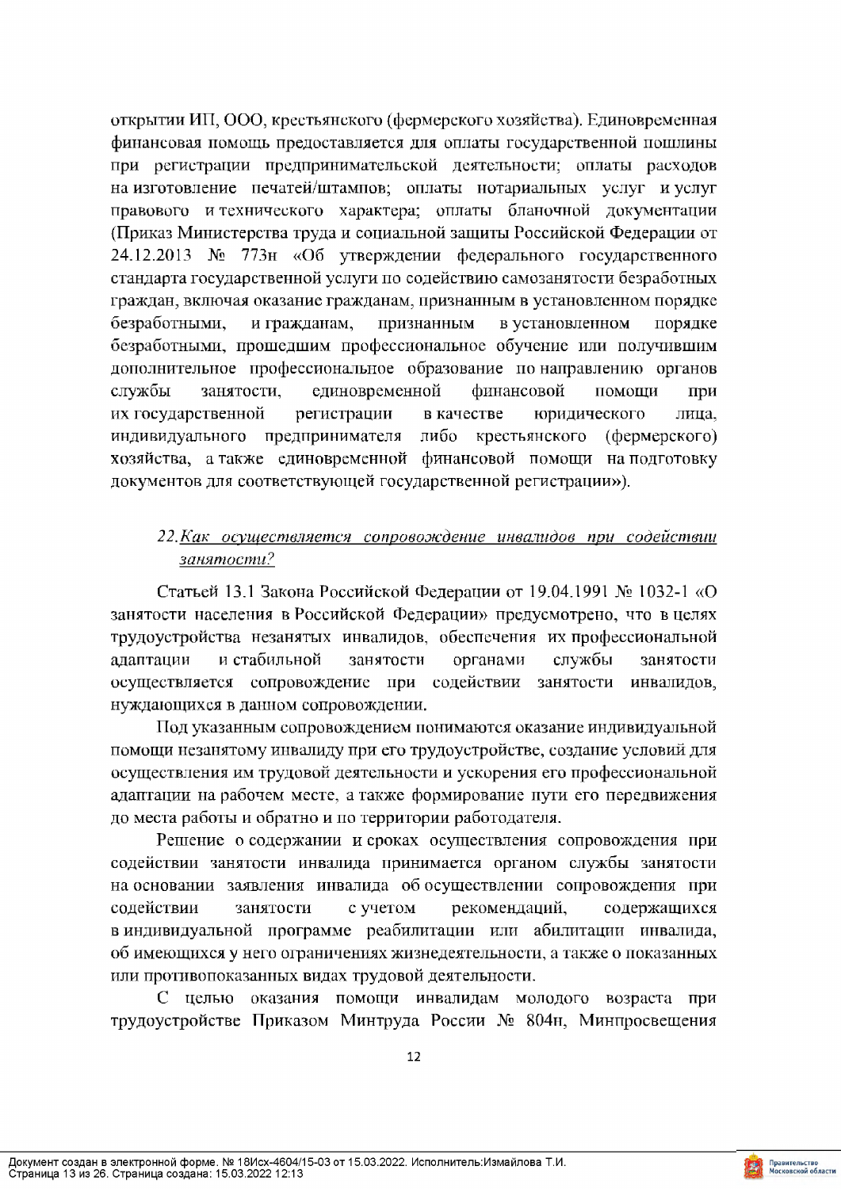открытии ИП, ООО, крестьянского (фермерского хозяйства). Единовременная финансовая помощь предоставляется для оплаты государственной пошлины при регистрации предпринимательской деятельности; оплаты расходов на изготовление печатей/штампов; оплаты нотариальных услуг и услуг правового и технического характера; оплаты бланочной документации (Приказ Министерства труда и социальной защиты Российской Федерации от 24.12.2013 № 773н «Об утверждении федерального государственного стандарта государственной услуги по содействию самозанятости безработных граждан, включая оказание гражданам, признанным в установленном порядке безработными, и гражданам, признанным в установленном порядке безработными, прошедшим профессиональное обучение или получившим дополнительное профессиональное образование по направлению органов службы занятости, единовременной финансовой помощи при их государственной регистрации в качестве юридического лица, индивидуального предпринимателя либо крестьянского (фермерского) хозяйства, а также единовременной финансовой помощи на подготовку документов для соответствующей государственной регистрации»).

### 22. *Как осуществляется сопровождение инвалидов при содействии занятости?*

Статьей 13.1 Закона Российской Федерации от 19.04.1991 № 1032-1 «О занятости населения в Российской Федерации» предусмотрено, что в целях трудоустройства незанятых инвалидов, обеспечения их профессиональной адаптации и стабильной занятости органами службы занятости осуществляется сопровождение при содействии занятости инвалидов, нуждающихся в данном сопровождении.

Под указанным сопровождением понимаются оказание индивидуальной помощи незанятому инвалиду при его трудоустройстве, создание условий для осуществления им трудовой деятельности и ускорения его профессиональной адаптации на рабочем месте, а также формирование пути его передвижения до места работы и обратно и по территории работодателя.

Решение о содержании и сроках осуществления сопровождения при содействии занятости инвалида принимается органом службы занятости на основании заявления инвалида об осуществлении сопровождения при содействии занятости с учетом рекомендаций, содержащихся в индивидуальной программе реабилитации или абилитации инвалида, об имеющихся у него ограничениях жизнедеятельности, а также о показанных или противопоказанных видах трудовой деятельности.

С целью оказания помощи инвалидам молодого возраста при трудоустройстве Приказом Минтруда России № 804н, Минпросвещения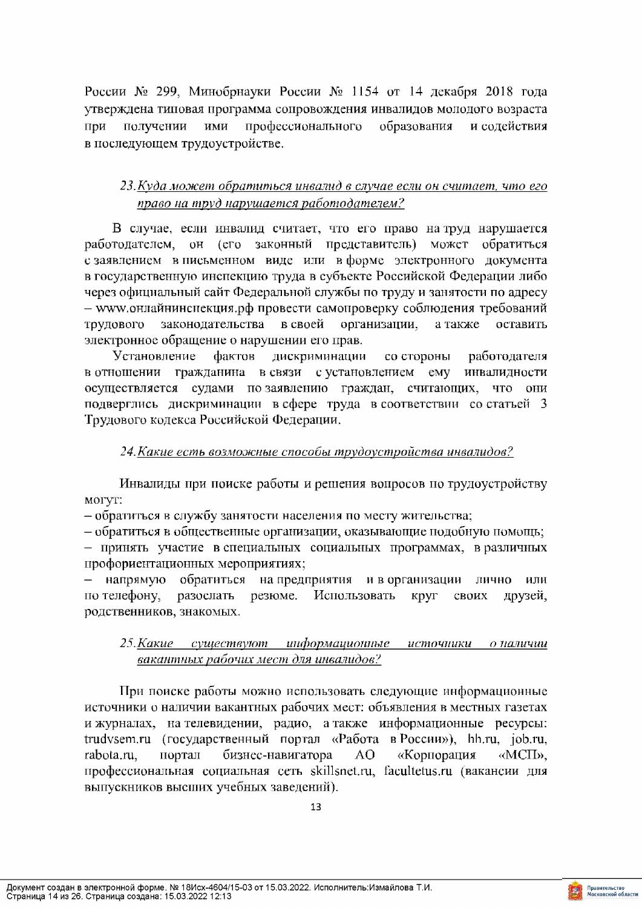России № 299, Минобрнауки России № 1154 от 14 декабря 2018 года утверждена типовая программа сопровождения инвалидов молодого возраста при получении ими профессионального образования и содействия в последующем трудоустройстве.

### 23. *Куда может обратиться инвалид в случае если он считает, что его право на труд нарушается работодателем?*

В случае, если инвалид считает, что его право на труд нарушается работодателем, он (его законный представитель) может обратиться с заявлением в письменном виде или в форме электронного документа в государственную инспекцию труда в субъекте Российской Федерации либо через официальный сайт Федеральной службы по труду и занятости по адресу – www.онлайнинспекция.рф провести самопроверку соблюдения требований трудового законодательства в своей организации, а также оставить электронное обращение о нарушении его прав.

Установление фактов дискриминации со стороны работодателя в отношении гражданина в связи с установлением ему инвалидности осуществляется судами по заявлению граждан, считающих, что они подверглись дискриминации в сфере труда в соответствии со статьей 3 Трудового кодекса Российской Федерации.

### 24. *Какие есть возможные способы трудоустройства инвалидов?*

Инвалиды при поиске работы и решения вопросов по трудоустройству могут:

– обратиться в службу занятости населения по месту жительства;
– обратиться в общественные организации, оказывающие подобную помощь;
– принять участие в специальных социальных программах, в различных профориентационных мероприятиях;
– напрямую обратиться на предприятия и в организации лично или по телефону, разослать резюме. Использовать круг своих друзей, родственников, знакомых.

### 25. *Какие существуют информационные источники о наличии вакантных рабочих мест для инвалидов?*

При поиске работы можно использовать следующие информационные источники о наличии вакантных рабочих мест: объявления в местных газетах и журналах, на телевидении, радио, а также информационные ресурсы: trudvsem.ru (государственный портал «Работа в России»), hh.ru, job.ru, rabota.ru, портал бизнес-навигатора АО «Корпорация «МСП», профессиональная социальная сеть skillsnet.ru, facultetus.ru (вакансии для выпускников высших учебных заведений).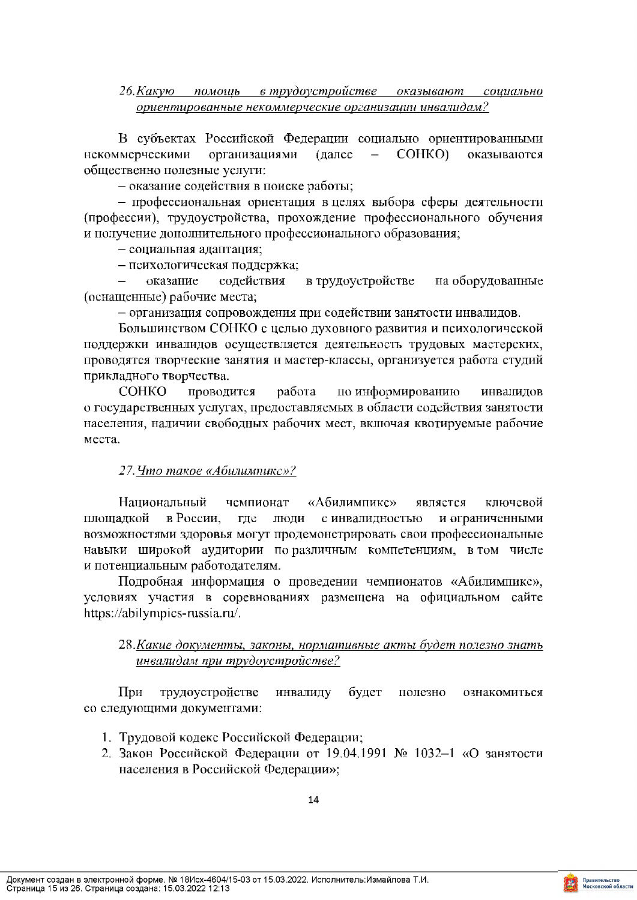### 26. *Какую помощь в трудоустройстве оказывают социально ориентированные некоммерческие организации инвалидам?*

В субъектах Российской Федерации социально ориентированными некоммерческими организациями (далее – СОНКО) оказываются общественно полезные услуги:

– оказание содействия в поиске работы;

– профессиональная ориентация в целях выбора сферы деятельности (профессии), трудоустройства, прохождение профессионального обучения и получение дополнительного профессионального образования;

– социальная адаптация;

– психологическая поддержка;

– оказание содействия в трудоустройстве на оборудованные (оснащенные) рабочие места;

– организация сопровождения при содействии занятости инвалидов.

Большинством СОНКО с целью духовного развития и психологической поддержки инвалидов осуществляется деятельность трудовых мастерских, проводятся творческие занятия и мастер-классы, организуется работа студий прикладного творчества.

СОНКО проводится работа по информированию инвалидов о государственных услугах, предоставляемых в области содействия занятости населения, наличии свободных рабочих мест, включая квотируемые рабочие места.

### 27. *Что такое «Абилимпикс»?*

Национальный чемпионат «Абилимпикс» является ключевой площадкой в России, где люди с инвалидностью и ограниченными возможностями здоровья могут продемонстрировать свои профессиональные навыки широкой аудитории по различным компетенциям, в том числе и потенциальным работодателям.

Подробная информация о проведении чемпионатов «Абилимпикс», условиях участия в соревнованиях размещена на официальном сайте https://abilympics-russia.ru/.

### 28. *Какие документы, законы, нормативные акты будет полезно знать инвалидам при трудоустройстве?*

При трудоустройстве инвалиду будет полезно ознакомиться со следующими документами:

1. Трудовой кодекс Российской Федерации;
2. Закон Российской Федерации от 19.04.1991 № 1032–1 «О занятости населения в Российской Федерации»;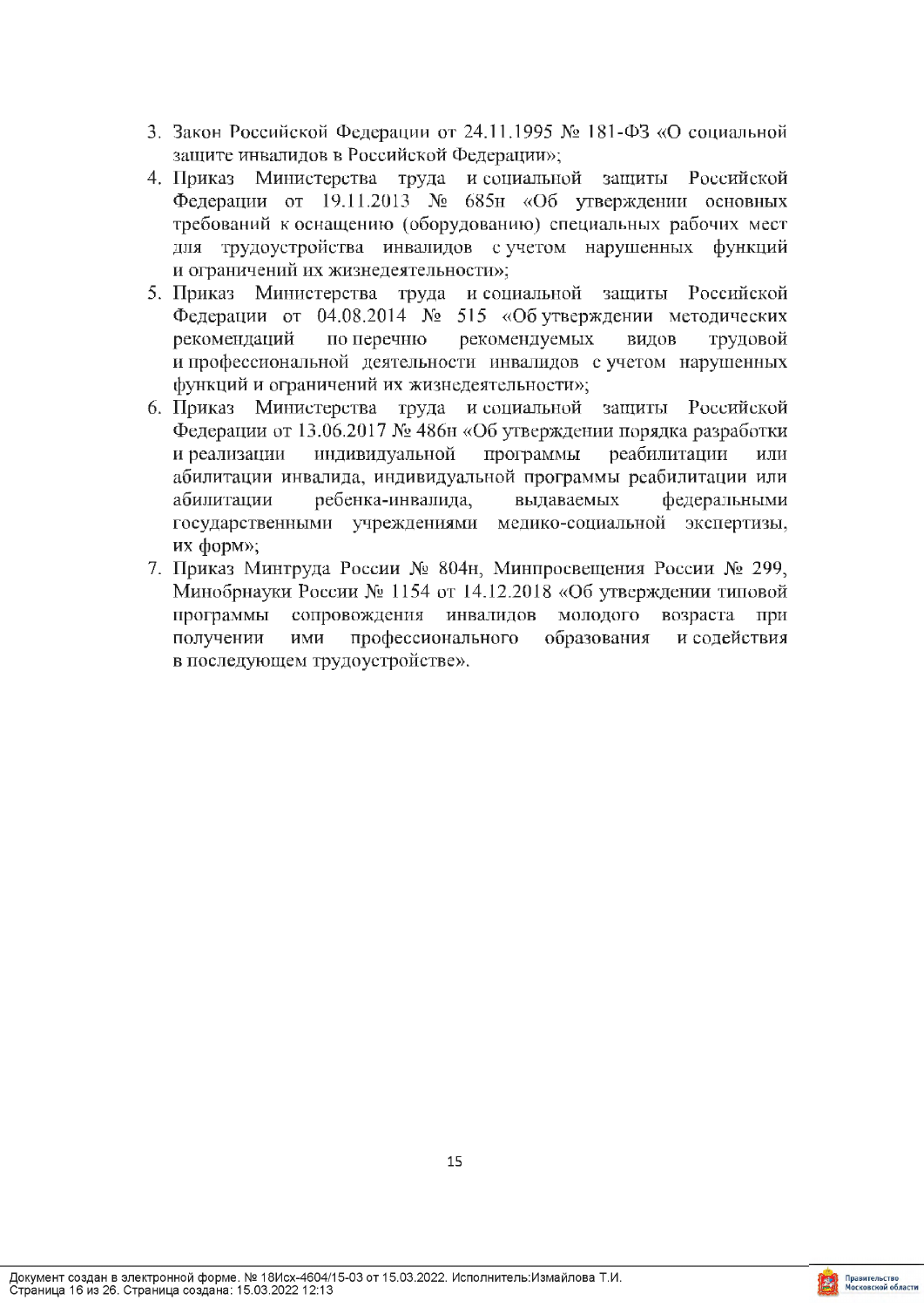3. Закон Российской Федерации от 24.11.1995 № 181-ФЗ «О социальной защите инвалидов в Российской Федерации»;
4. Приказ Министерства труда и социальной защиты Российской Федерации от 19.11.2013 № 685н «Об утверждении основных требований к оснащению (оборудованию) специальных рабочих мест для трудоустройства инвалидов с учетом нарушенных функций и ограничений их жизнедеятельности»;
5. Приказ Министерства труда и социальной защиты Российской Федерации от 04.08.2014 № 515 «Об утверждении методических рекомендаций по перечню рекомендуемых видов трудовой и профессиональной деятельности инвалидов с учетом нарушенных функций и ограничений их жизнедеятельности»;
6. Приказ Министерства труда и социальной защиты Российской Федерации от 13.06.2017 № 486н «Об утверждении порядка разработки и реализации индивидуальной программы реабилитации или абилитации инвалида, индивидуальной программы реабилитации или абилитации ребенка-инвалида, выдаваемых федеральными государственными учреждениями медико-социальной экспертизы, их форм»;
7. Приказ Минтруда России № 804н, Минпросвещения России № 299, Минобрнауки России № 1154 от 14.12.2018 «Об утверждении типовой программы сопровождения инвалидов молодого возраста при получении ими профессионального образования и содействия в последующем трудоустройстве».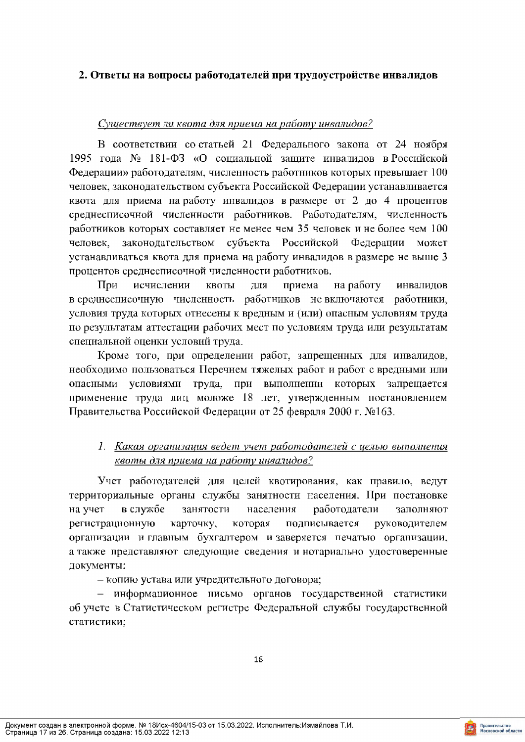## 2. Ответы на вопросы работодателей при трудоустройстве инвалидов

*Существует ли квота для приема на работу инвалидов?*

В соответствии со статьей 21 Федерального закона от 24 ноября 1995 года № 181-ФЗ «О социальной защите инвалидов в Российской Федерации» работодателям, численность работников которых превышает 100 человек, законодательством субъекта Российской Федерации устанавливается квота для приема на работу инвалидов в размере от 2 до 4 процентов среднесписочной численности работников. Работодателям, численность работников которых составляет не менее чем 35 человек и не более чем 100 человек, законодательством субъекта Российской Федерации может устанавливаться квота для приема на работу инвалидов в размере не выше 3 процентов среднесписочной численности работников.

При исчислении квоты для приема на работу инвалидов в среднесписочную численность работников не включаются работники, условия труда которых отнесены к вредным и (или) опасным условиям труда по результатам аттестации рабочих мест по условиям труда или результатам специальной оценки условий труда.

Кроме того, при определении работ, запрещенных для инвалидов, необходимо пользоваться Перечнем тяжелых работ и работ с вредными или опасными условиями труда, при выполнении которых запрещается применение труда лиц моложе 18 лет, утвержденным постановлением Правительства Российской Федерации от 25 февраля 2000 г. №163.

1. *Какая организация ведет учет работодателей с целью выполнения квоты для приема на работу инвалидов?*

Учет работодателей для целей квотирования, как правило, ведут территориальные органы службы занятости населения. При постановке на учет в службе занятости населения работодатели заполняют регистрационную карточку, которая подписывается руководителем организации и главным бухгалтером и заверяется печатью организации, а также представляют следующие сведения и нотариально удостоверенные документы:

– копию устава или учредительного договора;

– информационное письмо органов государственной статистики об учете в Статистическом регистре Федеральной службы государственной статистики;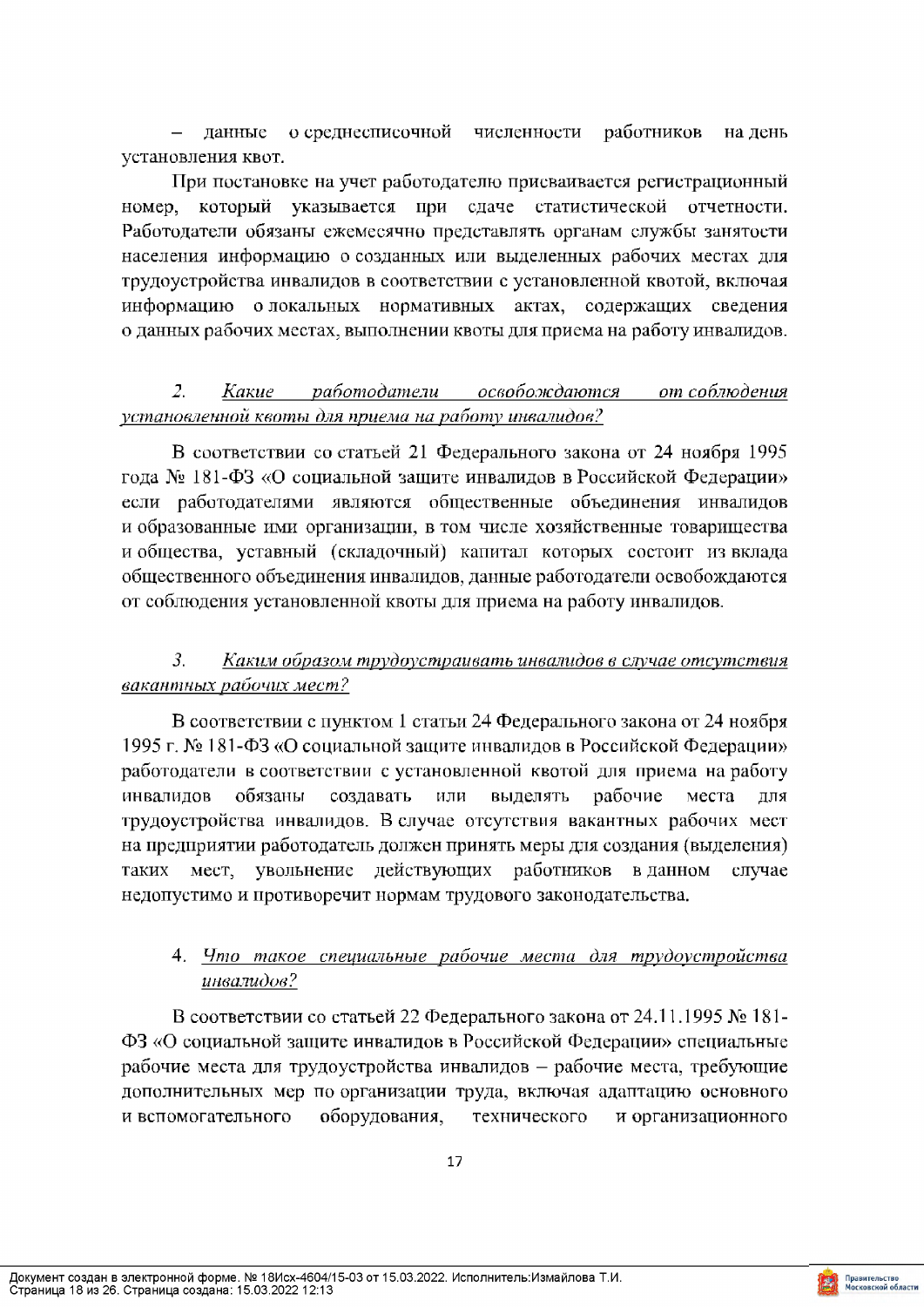– данные о среднесписочной численности работников на день установления квот.

При постановке на учет работодателю присваивается регистрационный номер, который указывается при сдаче статистической отчетности. Работодатели обязаны ежемесячно представлять органам службы занятости населения информацию о созданных или выделенных рабочих местах для трудоустройства инвалидов в соответствии с установленной квотой, включая информацию о локальных нормативных актах, содержащих сведения о данных рабочих местах, выполнении квоты для приема на работу инвалидов.

2. *Какие работодатели освобождаются от соблюдения установленной квоты для приема на работу инвалидов?*

В соответствии со статьей 21 Федерального закона от 24 ноября 1995 года № 181-ФЗ «О социальной защите инвалидов в Российской Федерации» если работодателями являются общественные объединения инвалидов и образованные ими организации, в том числе хозяйственные товарищества и общества, уставный (складочный) капитал которых состоит из вклада общественного объединения инвалидов, данные работодатели освобождаются от соблюдения установленной квоты для приема на работу инвалидов.

3. *Каким образом трудоустраивать инвалидов в случае отсутствия вакантных рабочих мест?*

В соответствии с пунктом 1 статьи 24 Федерального закона от 24 ноября 1995 г. № 181-ФЗ «О социальной защите инвалидов в Российской Федерации» работодатели в соответствии с установленной квотой для приема на работу инвалидов обязаны создавать или выделять рабочие места для трудоустройства инвалидов. В случае отсутствия вакантных рабочих мест на предприятии работодатель должен принять меры для создания (выделения) таких мест, увольнение действующих работников в данном случае недопустимо и противоречит нормам трудового законодательства.

4. *Что такое специальные рабочие места для трудоустройства инвалидов?*

В соответствии со статьей 22 Федерального закона от 24.11.1995 № 181-ФЗ «О социальной защите инвалидов в Российской Федерации» специальные рабочие места для трудоустройства инвалидов – рабочие места, требующие дополнительных мер по организации труда, включая адаптацию основного и вспомогательного оборудования, технического и организационного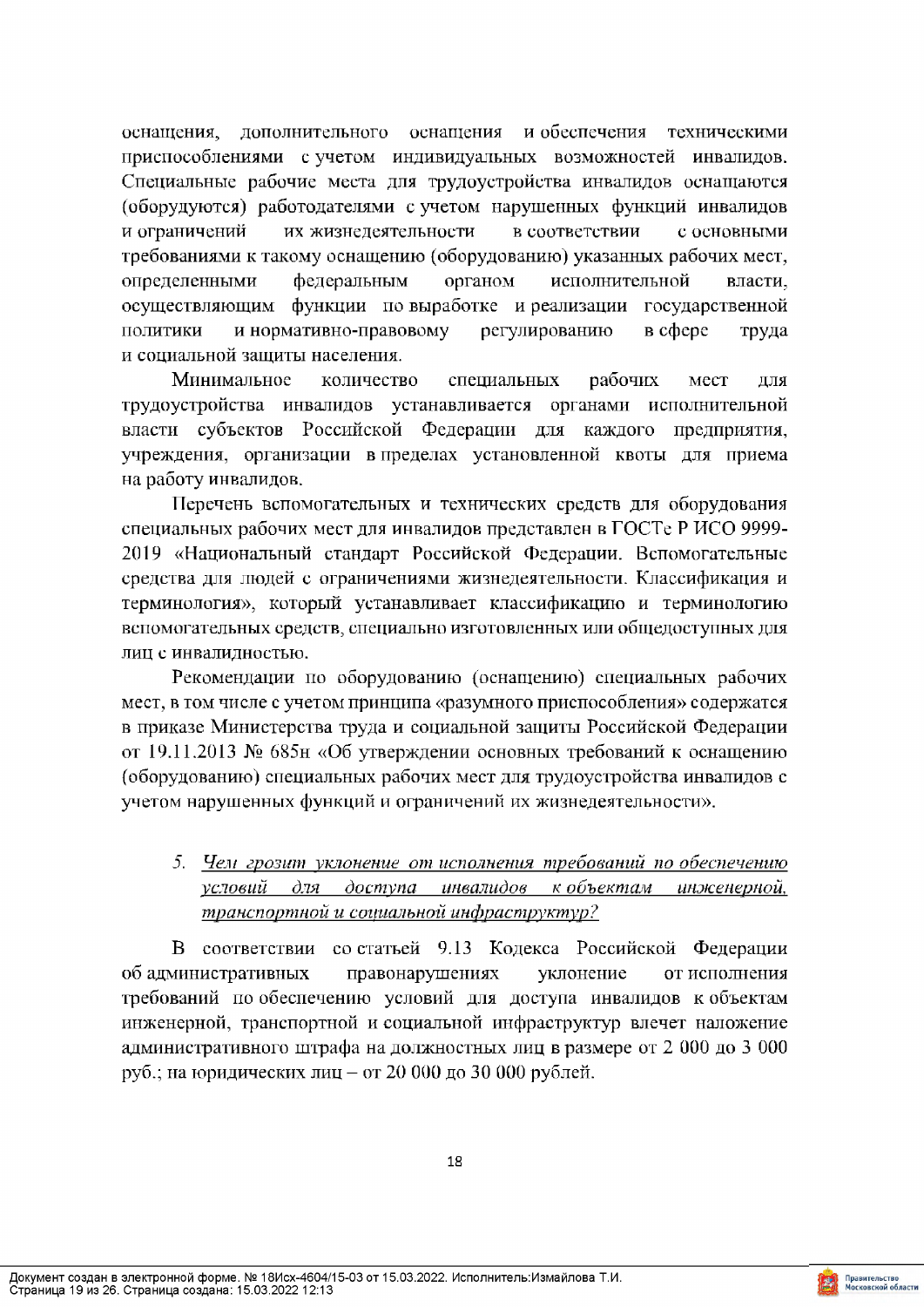оснащения, дополнительного оснащения и обеспечения техническими приспособлениями с учетом индивидуальных возможностей инвалидов. Специальные рабочие места для трудоустройства инвалидов оснащаются (оборудуются) работодателями с учетом нарушенных функций инвалидов и ограничений их жизнедеятельности в соответствии с основными требованиями к такому оснащению (оборудованию) указанных рабочих мест, определенными федеральным органом исполнительной власти, осуществляющим функции по выработке и реализации государственной политики и нормативно-правовому регулированию в сфере труда и социальной защиты населения.

Минимальное количество специальных рабочих мест для трудоустройства инвалидов устанавливается органами исполнительной власти субъектов Российской Федерации для каждого предприятия, учреждения, организации в пределах установленной квоты для приема на работу инвалидов.

Перечень вспомогательных и технических средств для оборудования специальных рабочих мест для инвалидов представлен в ГОСТе Р ИСО 9999-2019 «Национальный стандарт Российской Федерации. Вспомогательные средства для людей с ограничениями жизнедеятельности. Классификация и терминология», который устанавливает классификацию и терминологию вспомогательных средств, специально изготовленных или общедоступных для лиц с инвалидностью.

Рекомендации по оборудованию (оснащению) специальных рабочих мест, в том числе с учетом принципа «разумного приспособления» содержатся в приказе Министерства труда и социальной защиты Российской Федерации от 19.11.2013 № 685н «Об утверждении основных требований к оснащению (оборудованию) специальных рабочих мест для трудоустройства инвалидов с учетом нарушенных функций и ограничений их жизнедеятельности».

5. ***Чем грозит уклонение от исполнения требований по обеспечению условий для доступа инвалидов к объектам инженерной, транспортной и социальной инфраструктур?***

В соответствии со статьей 9.13 Кодекса Российской Федерации об административных правонарушениях уклонение от исполнения требований по обеспечению условий для доступа инвалидов к объектам инженерной, транспортной и социальной инфраструктур влечет наложение административного штрафа на должностных лиц в размере от 2 000 до 3 000 руб.; на юридических лиц – от 20 000 до 30 000 рублей.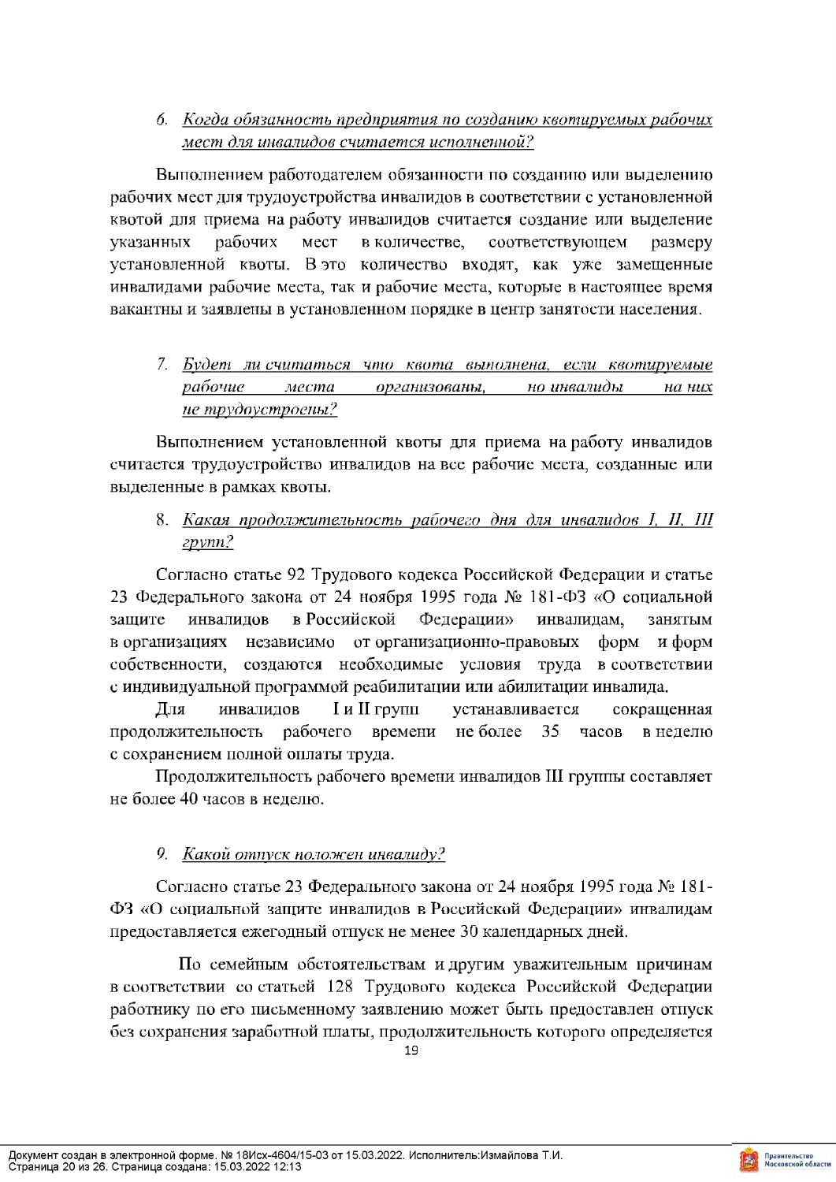6. *<u>Когда обязанность предприятия по созданию квотируемых рабочих мест для инвалидов считается исполненной?</u>*

Выполнением работодателем обязанности по созданию или выделению рабочих мест для трудоустройства инвалидов в соответствии с установленной квотой для приема на работу инвалидов считается создание или выделение указанных рабочих мест в количестве, соответствующем размеру установленной квоты. В это количество входят, как уже замещенные инвалидами рабочие места, так и рабочие места, которые в настоящее время вакантны и заявлены в установленном порядке в центр занятости населения.

7. *<u>Будет ли считаться что квота выполнена, если квотируемые рабочие места организованы, но инвалиды на них не трудоустроены?</u>*

Выполнением установленной квоты для приема на работу инвалидов считается трудоустройство инвалидов на все рабочие места, созданные или выделенные в рамках квоты.

8. *<u>Какая продолжительность рабочего дня для инвалидов I, II, III групп?</u>*

Согласно статье 92 Трудового кодекса Российской Федерации и статье 23 Федерального закона от 24 ноября 1995 года № 181-ФЗ «О социальной защите инвалидов в Российской Федерации» инвалидам, занятым в организациях независимо от организационно-правовых форм и форм собственности, создаются необходимые условия труда в соответствии с индивидуальной программой реабилитации или абилитации инвалида.

Для инвалидов I и II групп устанавливается сокращенная продолжительность рабочего времени не более 35 часов в неделю с сохранением полной оплаты труда.

Продолжительность рабочего времени инвалидов III группы составляет не более 40 часов в неделю.

9. *<u>Какой отпуск положен инвалиду?</u>*

Согласно статье 23 Федерального закона от 24 ноября 1995 года № 181-ФЗ «О социальной защите инвалидов в Российской Федерации» инвалидам предоставляется ежегодный отпуск не менее 30 календарных дней.

По семейным обстоятельствам и другим уважительным причинам в соответствии со статьей 128 Трудового кодекса Российской Федерации работнику по его письменному заявлению может быть предоставлен отпуск без сохранения заработной платы, продолжительность которого определяется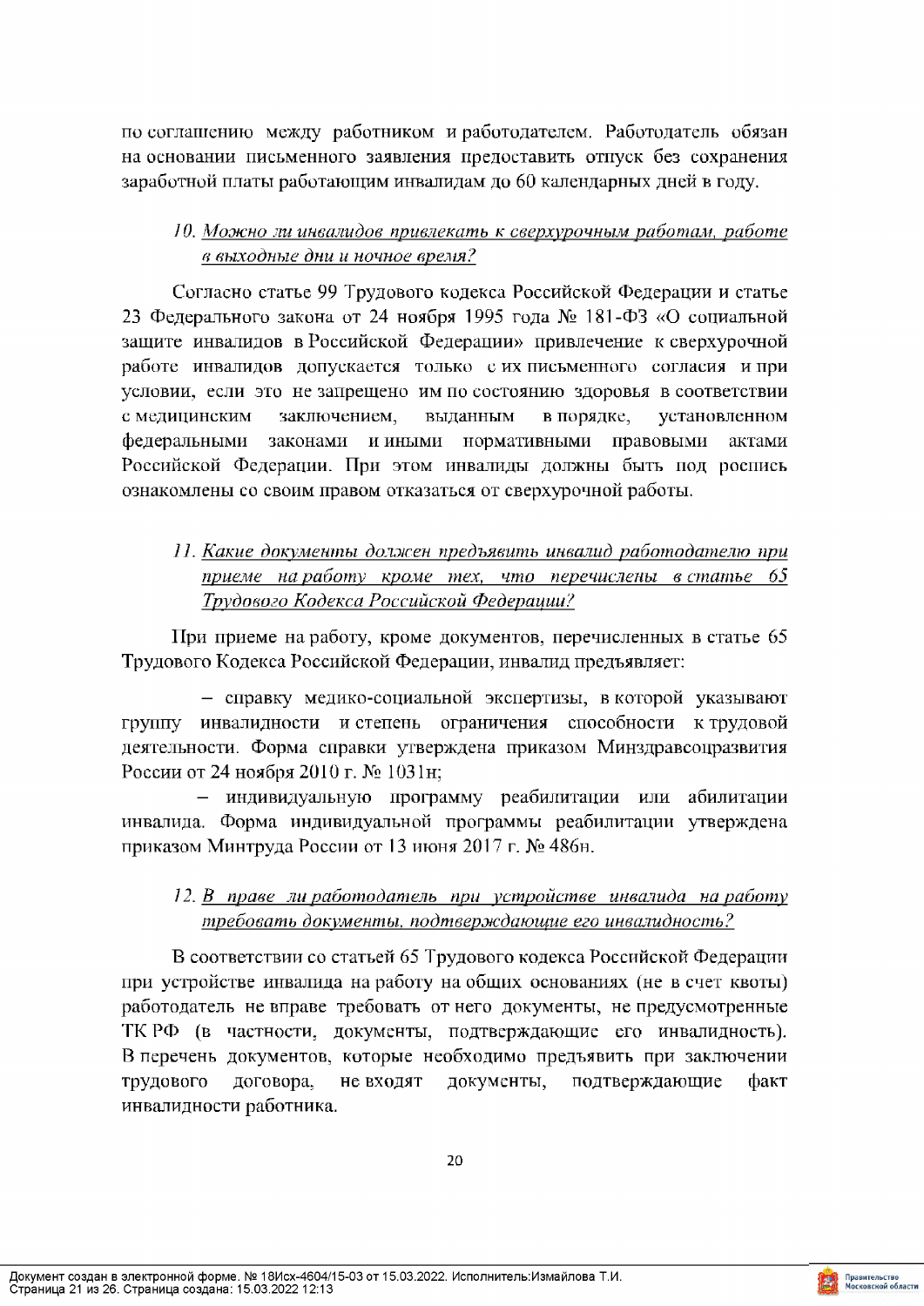по соглашению между работником и работодателем. Работодатель обязан на основании письменного заявления предоставить отпуск без сохранения заработной платы работающим инвалидам до 60 календарных дней в году.

### 10. *Можно ли инвалидов привлекать к сверхурочным работам, работе в выходные дни и ночное время?*

Согласно статье 99 Трудового кодекса Российской Федерации и статье 23 Федерального закона от 24 ноября 1995 года № 181-ФЗ «О социальной защите инвалидов в Российской Федерации» привлечение к сверхурочной работе инвалидов допускается только с их письменного согласия и при условии, если это не запрещено им по состоянию здоровья в соответствии с медицинским заключением, выданным в порядке, установленном федеральными законами и иными нормативными правовыми актами Российской Федерации. При этом инвалиды должны быть под роспись ознакомлены со своим правом отказаться от сверхурочной работы.

### 11. *Какие документы должен предъявить инвалид работодателю при приеме на работу кроме тех, что перечислены в статье 65 Трудового Кодекса Российской Федерации?*

При приеме на работу, кроме документов, перечисленных в статье 65 Трудового Кодекса Российской Федерации, инвалид предъявляет:

- справку медико-социальной экспертизы, в которой указывают группу инвалидности и степень ограничения способности к трудовой деятельности. Форма справки утверждена приказом Минздравсоцразвития России от 24 ноября 2010 г. № 1031н;
- индивидуальную программу реабилитации или абилитации инвалида. Форма индивидуальной программы реабилитации утверждена приказом Минтруда России от 13 июня 2017 г. № 486н.

### 12. *В праве ли работодатель при устройстве инвалида на работу требовать документы, подтверждающие его инвалидность?*

В соответствии со статьей 65 Трудового кодекса Российской Федерации при устройстве инвалида на работу на общих основаниях (не в счет квоты) работодатель не вправе требовать от него документы, не предусмотренные ТК РФ (в частности, документы, подтверждающие его инвалидность). В перечень документов, которые необходимо предъявить при заключении трудового договора, не входят документы, подтверждающие факт инвалидности работника.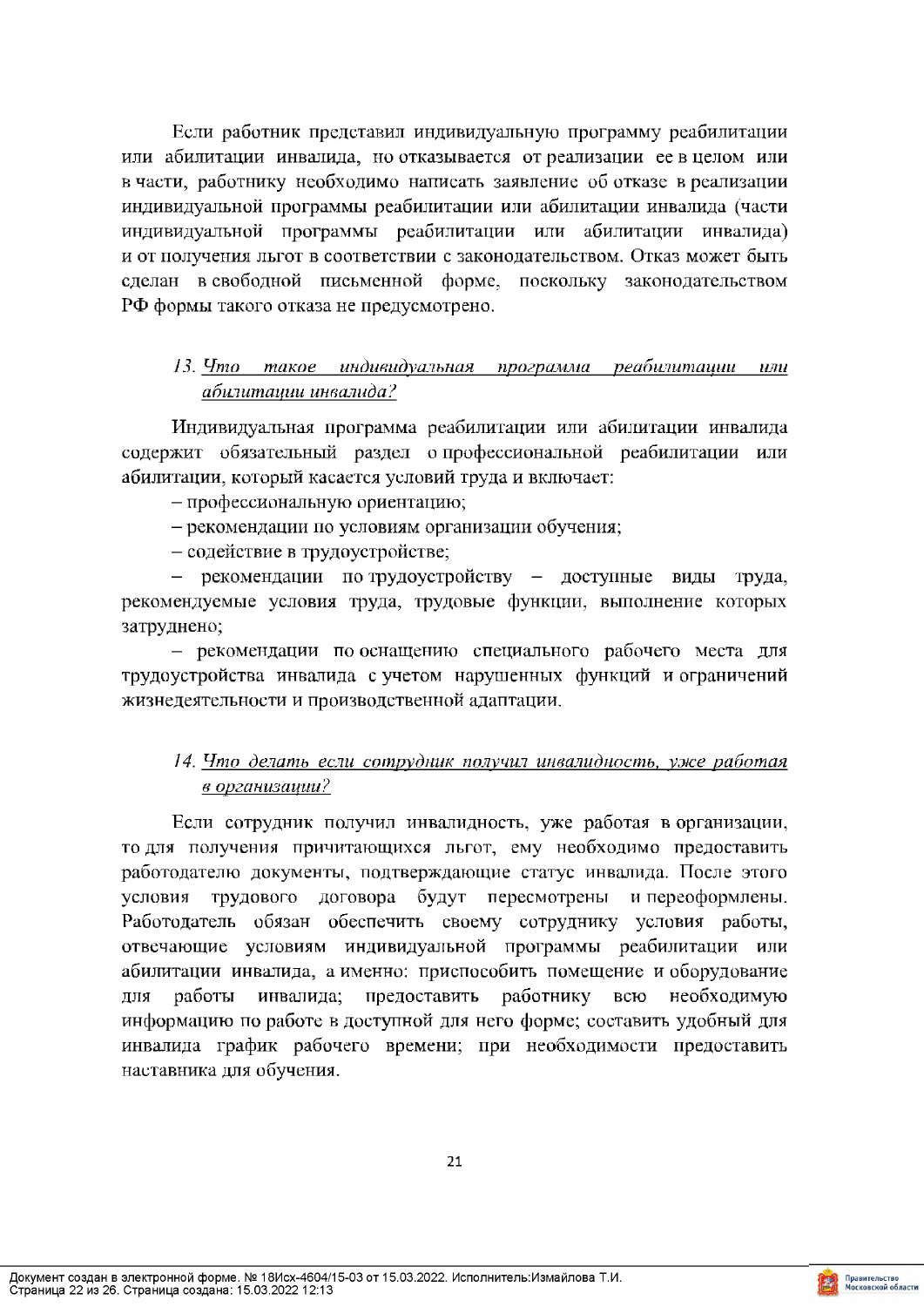Если работник представил индивидуальную программу реабилитации или абилитации инвалида, но отказывается от реализации ее в целом или в части, работнику необходимо написать заявление об отказе в реализации индивидуальной программы реабилитации или абилитации инвалида (части индивидуальной программы реабилитации или абилитации инвалида) и от получения льгот в соответствии с законодательством. Отказ может быть сделан в свободной письменной форме, поскольку законодательством РФ формы такого отказа не предусмотрено.

### *13. Что такое индивидуальная программа реабилитации или абилитации инвалида?*

Индивидуальная программа реабилитации или абилитации инвалида содержит обязательный раздел о профессиональной реабилитации или абилитации, который касается условий труда и включает:

– профессиональную ориентацию;

– рекомендации по условиям организации обучения;

– содействие в трудоустройстве;

– рекомендации по трудоустройству – доступные виды труда, рекомендуемые условия труда, трудовые функции, выполнение которых затруднено;

– рекомендации по оснащению специального рабочего места для трудоустройства инвалида с учетом нарушенных функций и ограничений жизнедеятельности и производственной адаптации.

### *14. Что делать если сотрудник получил инвалидность, уже работая в организации?*

Если сотрудник получил инвалидность, уже работая в организации, то для получения причитающихся льгот, ему необходимо предоставить работодателю документы, подтверждающие статус инвалида. После этого условия трудового договора будут пересмотрены и переоформлены. Работодатель обязан обеспечить своему сотруднику условия работы, отвечающие условиям индивидуальной программы реабилитации или абилитации инвалида, а именно: приспособить помещение и оборудование для работы инвалида; предоставить работнику всю необходимую информацию по работе в доступной для него форме; составить удобный для инвалида график рабочего времени; при необходимости предоставить наставника для обучения.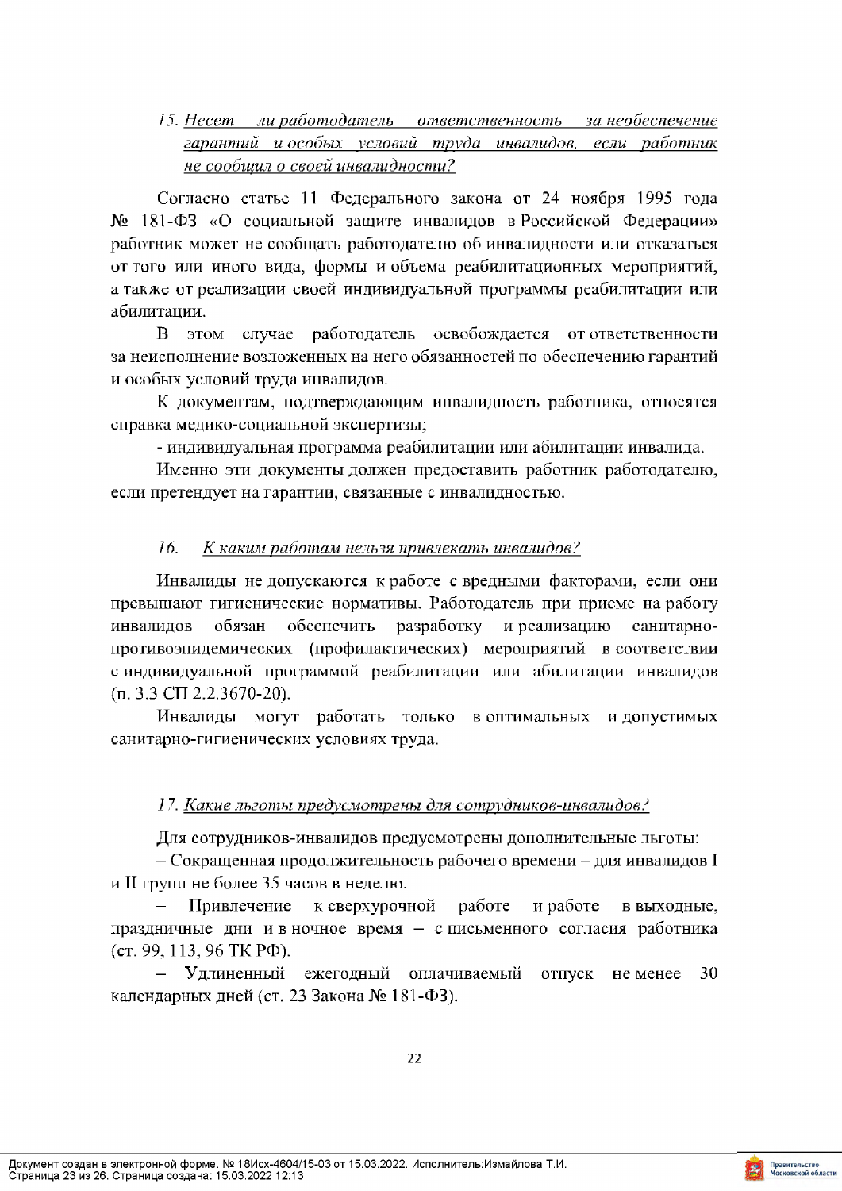*15. Несет ли работодатель ответственность за необеспечение гарантий и особых условий труда инвалидов, если работник не сообщил о своей инвалидности?*

Согласно статье 11 Федерального закона от 24 ноября 1995 года № 181-ФЗ «О социальной защите инвалидов в Российской Федерации» работник может не сообщать работодателю об инвалидности или отказаться от того или иного вида, формы и объема реабилитационных мероприятий, а также от реализации своей индивидуальной программы реабилитации или абилитации.

В этом случае работодатель освобождается от ответственности за неисполнение возложенных на него обязанностей по обеспечению гарантий и особых условий труда инвалидов.

К документам, подтверждающим инвалидность работника, относятся справка медико-социальной экспертизы;

- индивидуальная программа реабилитации или абилитации инвалида.

Именно эти документы должен предоставить работник работодателю, если претендует на гарантии, связанные с инвалидностью.

*16. К каким работам нельзя привлекать инвалидов?*

Инвалиды не допускаются к работе с вредными факторами, если они превышают гигиенические нормативы. Работодатель при приеме на работу инвалидов обязан обеспечить разработку и реализацию санитарно-противоэпидемических (профилактических) мероприятий в соответствии с индивидуальной программой реабилитации или абилитации инвалидов (п. 3.3 СП 2.2.3670-20).

Инвалиды могут работать только в оптимальных и допустимых санитарно-гигиенических условиях труда.

*17. Какие льготы предусмотрены для сотрудников-инвалидов?*

Для сотрудников-инвалидов предусмотрены дополнительные льготы:

– Сокращенная продолжительность рабочего времени – для инвалидов I и II групп не более 35 часов в неделю.

– Привлечение к сверхурочной работе и работе в выходные, праздничные дни и в ночное время – с письменного согласия работника (ст. 99, 113, 96 ТК РФ).

– Удлиненный ежегодный оплачиваемый отпуск не менее 30 календарных дней (ст. 23 Закона № 181-ФЗ).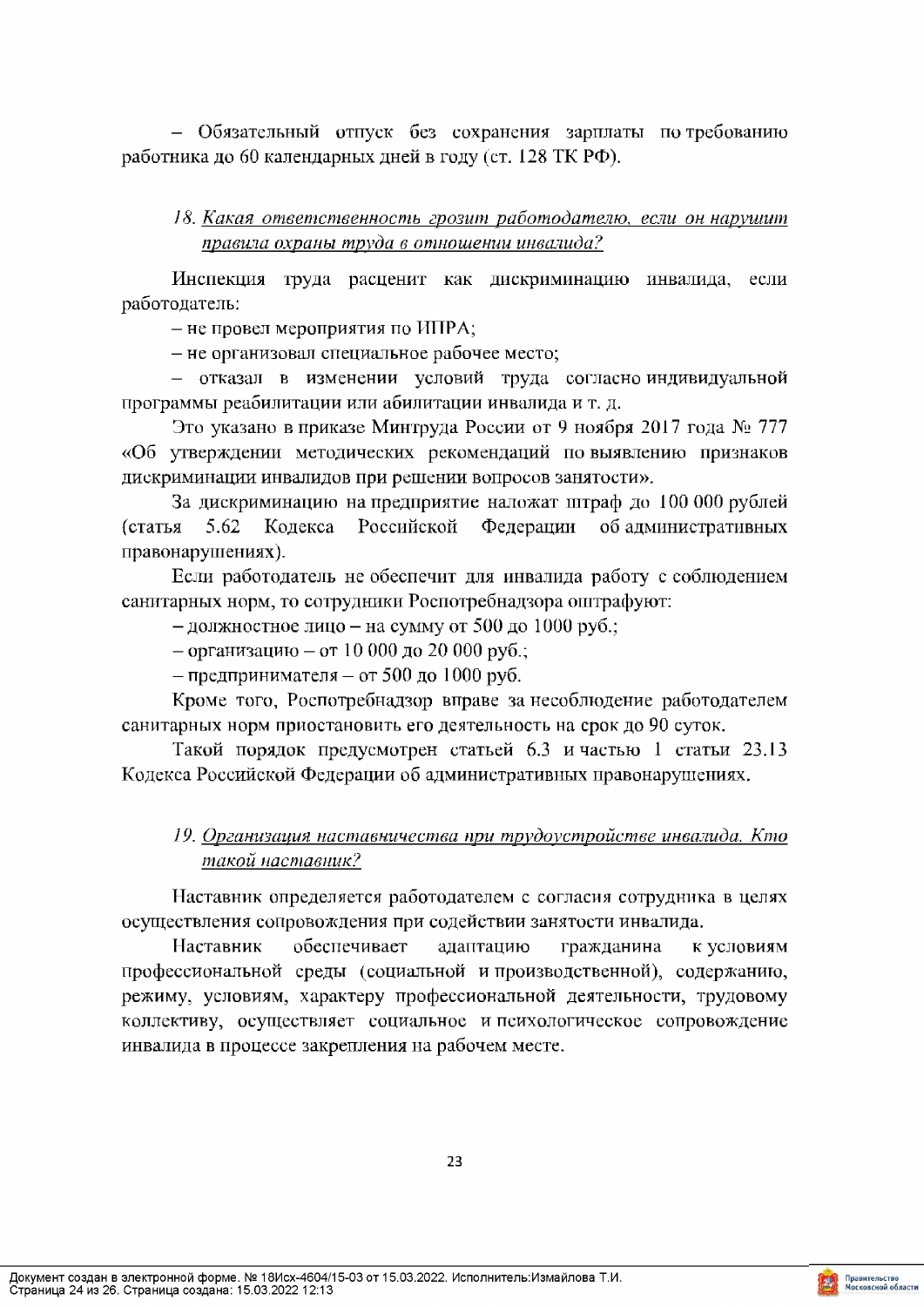– Обязательный отпуск без сохранения зарплаты по требованию работника до 60 календарных дней в году (ст. 128 ТК РФ).

### *18. Какая ответственность грозит работодателю, если он нарушит правила охраны труда в отношении инвалида?*

Инспекция труда расценит как дискриминацию инвалида, если работодатель:

– не провел мероприятия по ИПРА;

– не организовал специальное рабочее место;

– отказал в изменении условий труда согласно индивидуальной программы реабилитации или абилитации инвалида и т. д.

Это указано в приказе Минтруда России от 9 ноября 2017 года № 777 «Об утверждении методических рекомендаций по выявлению признаков дискриминации инвалидов при решении вопросов занятости».

За дискриминацию на предприятие наложат штраф до 100 000 рублей (статья 5.62 Кодекса Российской Федерации об административных правонарушениях).

Если работодатель не обеспечит для инвалида работу с соблюдением санитарных норм, то сотрудники Роспотребнадзора оштрафуют:

– должностное лицо – на сумму от 500 до 1000 руб.;

– организацию – от 10 000 до 20 000 руб.;

– предпринимателя – от 500 до 1000 руб.

Кроме того, Роспотребнадзор вправе за несоблюдение работодателем санитарных норм приостановить его деятельность на срок до 90 суток.

Такой порядок предусмотрен статьей 6.3 и частью 1 статьи 23.13 Кодекса Российской Федерации об административных правонарушениях.

### *19. Организация наставничества при трудоустройстве инвалида. Кто такой наставник?*

Наставник определяется работодателем с согласия сотрудника в целях осуществления сопровождения при содействии занятости инвалида.

Наставник обеспечивает адаптацию гражданина к условиям профессиональной среды (социальной и производственной), содержанию, режиму, условиям, характеру профессиональной деятельности, трудовому коллективу, осуществляет социальное и психологическое сопровождение инвалида в процессе закрепления на рабочем месте.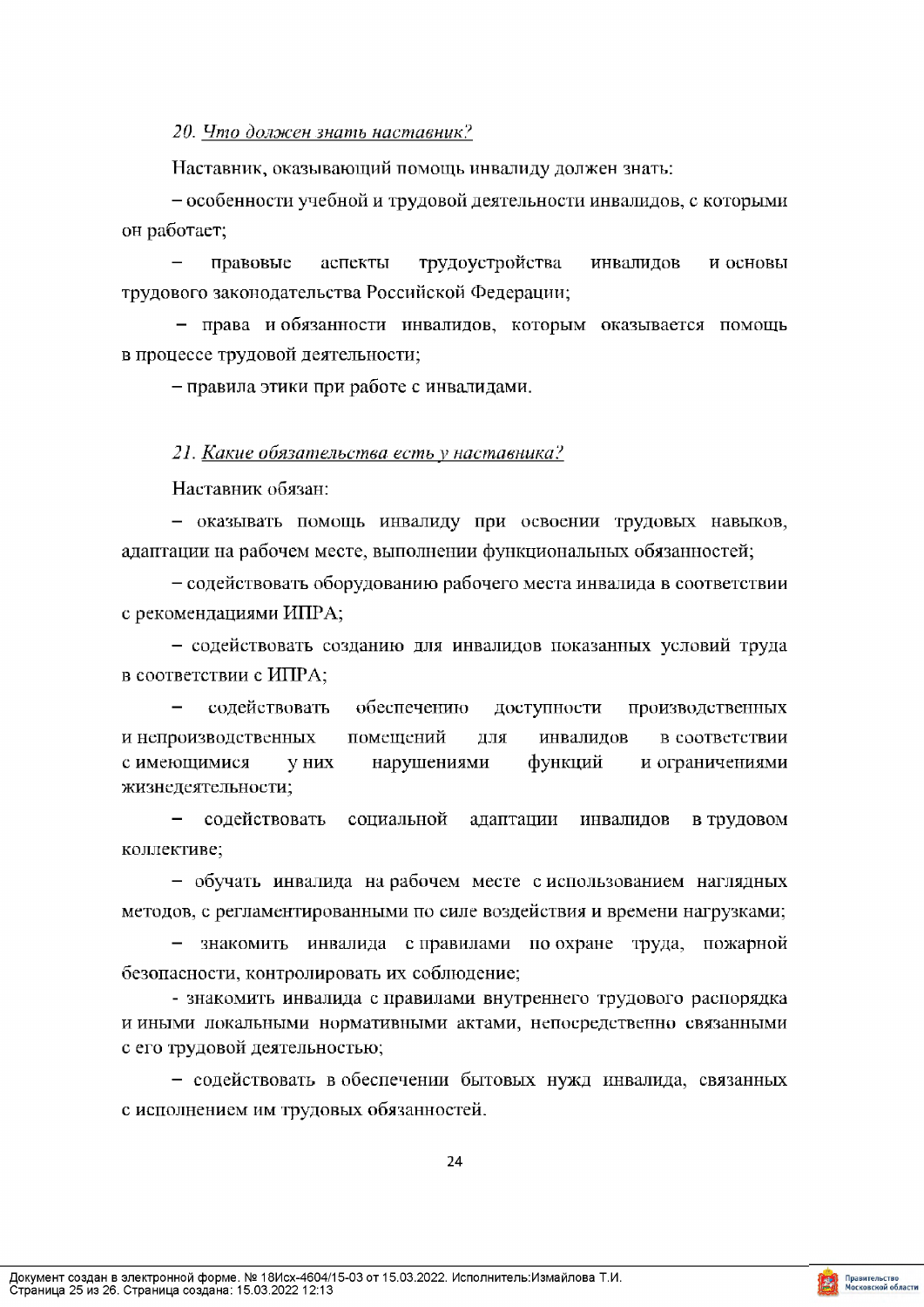*20. Что должен знать наставник?*

Наставник, оказывающий помощь инвалиду должен знать:

– особенности учебной и трудовой деятельности инвалидов, с которыми он работает;

– правовые аспекты трудоустройства инвалидов и основы трудового законодательства Российской Федерации;

– права и обязанности инвалидов, которым оказывается помощь в процессе трудовой деятельности;

– правила этики при работе с инвалидами.

*21. Какие обязательства есть у наставника?*

Наставник обязан:

– оказывать помощь инвалиду при освоении трудовых навыков, адаптации на рабочем месте, выполнении функциональных обязанностей;

– содействовать оборудованию рабочего места инвалида в соответствии с рекомендациями ИПРА;

– содействовать созданию для инвалидов показанных условий труда в соответствии с ИПРА;

– содействовать обеспечению доступности производственных и непроизводственных помещений для инвалидов в соответствии с имеющимися у них нарушениями функций и ограничениями жизнедеятельности;

– содействовать социальной адаптации инвалидов в трудовом коллективе;

– обучать инвалида на рабочем месте с использованием наглядных методов, с регламентированными по силе воздействия и времени нагрузками;

– знакомить инвалида с правилами по охране труда, пожарной безопасности, контролировать их соблюдение;

- знакомить инвалида с правилами внутреннего трудового распорядка и иными локальными нормативными актами, непосредственно связанными с его трудовой деятельностью;

– содействовать в обеспечении бытовых нужд инвалида, связанных с исполнением им трудовых обязанностей.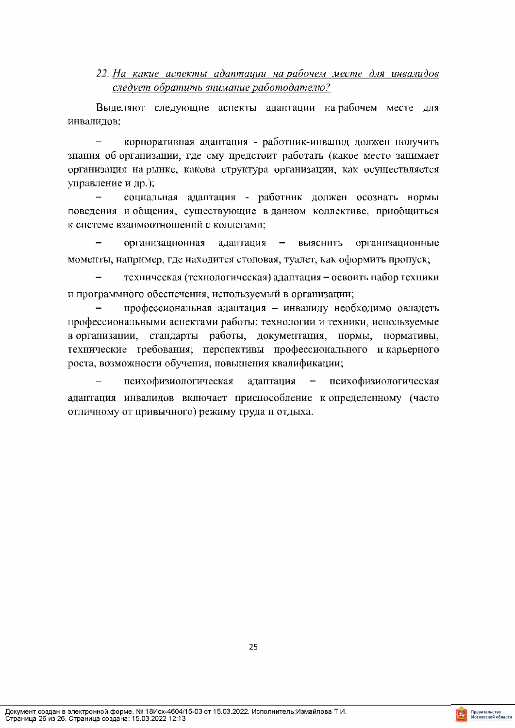22. *На какие аспекты адаптации на рабочем месте для инвалидов следует обратить внимание работодателю?*

Выделяют следующие аспекты адаптации на рабочем месте для инвалидов:

– корпоративная адаптация - работник-инвалид должен получить знания об организации, где ему предстоит работать (какое место занимает организация на рынке, какова структура организации, как осуществляется управление и др.);

– социальная адаптация - работник должен осознать нормы поведения и общения, существующие в данном коллективе, приобщиться к системе взаимоотношений с коллегами;

– организационная адаптация – выяснить организационные моменты, например, где находится столовая, туалет, как оформить пропуск;

– техническая (технологическая) адаптация – освоить набор техники и программного обеспечения, используемый в организации;

– профессиональная адаптация – инвалиду необходимо овладеть профессиональными аспектами работы: технологии и техники, используемые в организации, стандарты работы, документация, нормы, нормативы, технические требования; перспективы профессионального и карьерного роста, возможности обучения, повышения квалификации;

– психофизиологическая адаптация – психофизиологическая адаптация инвалидов включает приспособление к определенному (часто отличному от привычного) режиму труда и отдыха.